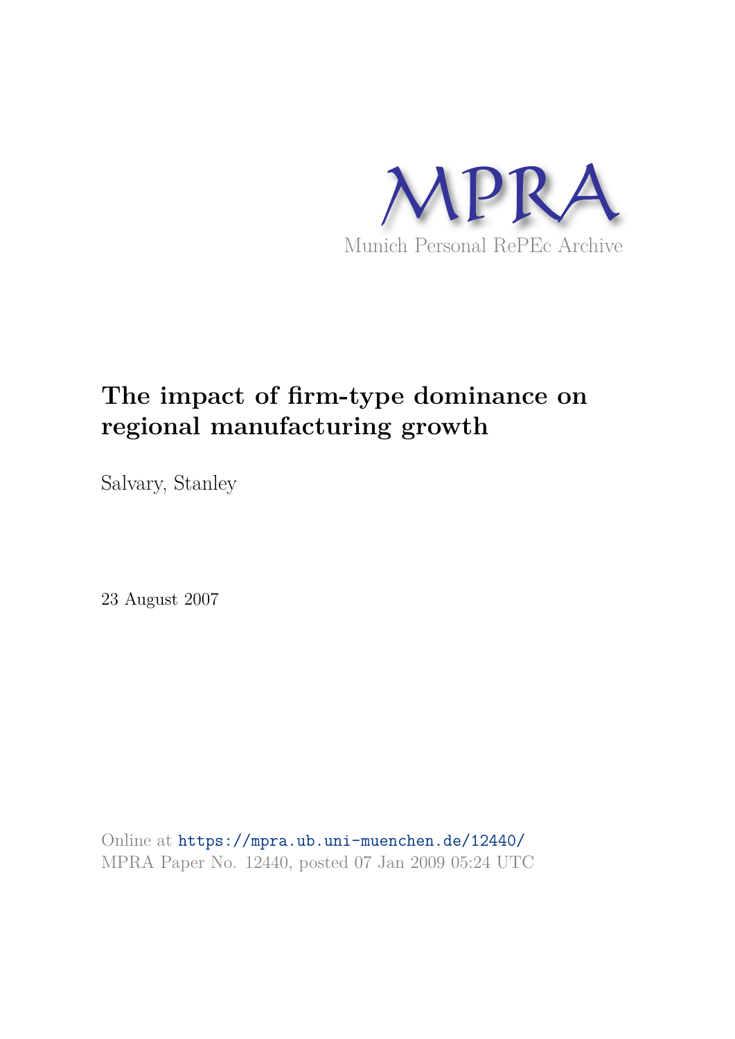MPRA

Munich Personal RePEc Archive

# The impact of firm-type dominance on regional manufacturing growth

Salvary, Stanley

23 August 2007

Online at https://mpra.ub.uni-muenchen.de/12440/
MPRA Paper No. 12440, posted 07 Jan 2009 05:24 UTC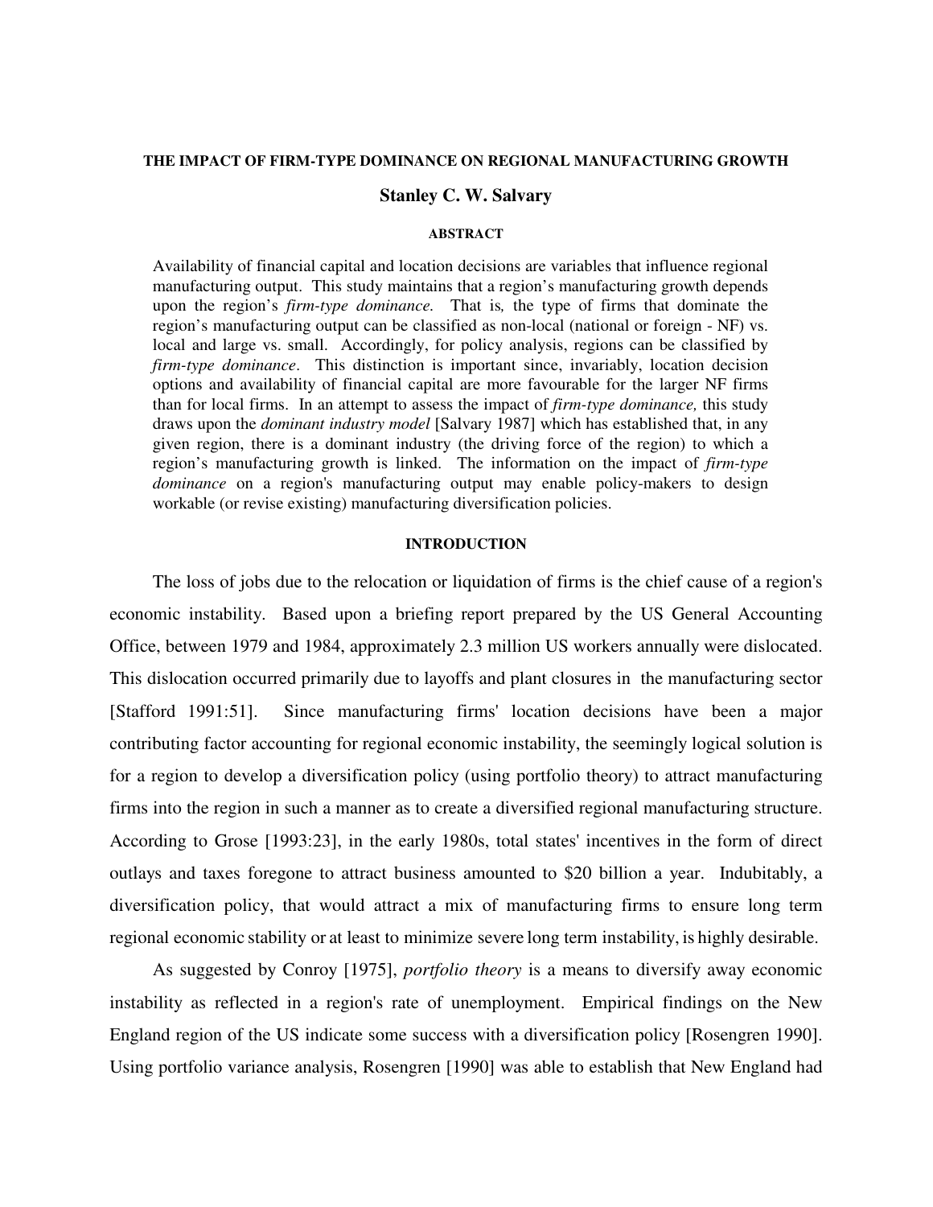**THE IMPACT OF FIRM-TYPE DOMINANCE ON REGIONAL MANUFACTURING GROWTH**

**Stanley C. W. Salvary**

**ABSTRACT**

Availability of financial capital and location decisions are variables that influence regional manufacturing output. This study maintains that a region's manufacturing growth depends upon the region's *firm-type dominance.* That is*,* the type of firms that dominate the region's manufacturing output can be classified as non-local (national or foreign - NF) vs. local and large vs. small. Accordingly, for policy analysis, regions can be classified by *firm-type dominance*. This distinction is important since, invariably, location decision options and availability of financial capital are more favourable for the larger NF firms than for local firms. In an attempt to assess the impact of *firm-type dominance,* this study draws upon the *dominant industry model* [Salvary 1987] which has established that, in any given region, there is a dominant industry (the driving force of the region) to which a region's manufacturing growth is linked. The information on the impact of *firm-type dominance* on a region's manufacturing output may enable policy-makers to design workable (or revise existing) manufacturing diversification policies.

**INTRODUCTION**

The loss of jobs due to the relocation or liquidation of firms is the chief cause of a region's economic instability. Based upon a briefing report prepared by the US General Accounting Office, between 1979 and 1984, approximately 2.3 million US workers annually were dislocated. This dislocation occurred primarily due to layoffs and plant closures in the manufacturing sector [Stafford 1991:51]. Since manufacturing firms' location decisions have been a major contributing factor accounting for regional economic instability, the seemingly logical solution is for a region to develop a diversification policy (using portfolio theory) to attract manufacturing firms into the region in such a manner as to create a diversified regional manufacturing structure. According to Grose [1993:23], in the early 1980s, total states' incentives in the form of direct outlays and taxes foregone to attract business amounted to $20 billion a year. Indubitably, a diversification policy, that would attract a mix of manufacturing firms to ensure long term regional economic stability or at least to minimize severe long term instability, is highly desirable.

As suggested by Conroy [1975], *portfolio theory* is a means to diversify away economic instability as reflected in a region's rate of unemployment. Empirical findings on the New England region of the US indicate some success with a diversification policy [Rosengren 1990]. Using portfolio variance analysis, Rosengren [1990] was able to establish that New England had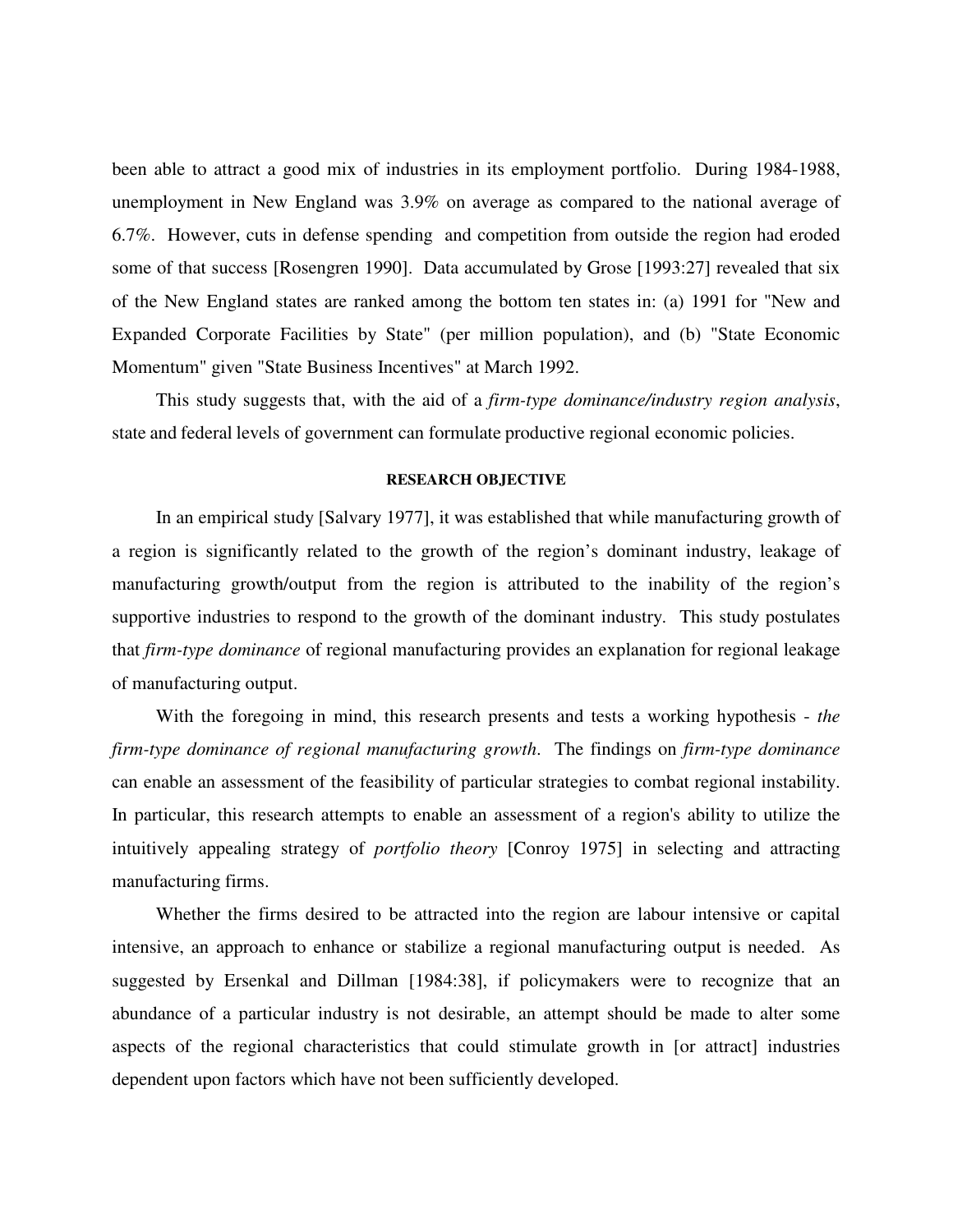been able to attract a good mix of industries in its employment portfolio. During 1984-1988, unemployment in New England was 3.9% on average as compared to the national average of 6.7%. However, cuts in defense spending and competition from outside the region had eroded some of that success [Rosengren 1990]. Data accumulated by Grose [1993:27] revealed that six of the New England states are ranked among the bottom ten states in: (a) 1991 for "New and Expanded Corporate Facilities by State" (per million population), and (b) "State Economic Momentum" given "State Business Incentives" at March 1992.

This study suggests that, with the aid of a *firm-type dominance/industry region analysis*, state and federal levels of government can formulate productive regional economic policies.

## RESEARCH OBJECTIVE

In an empirical study [Salvary 1977], it was established that while manufacturing growth of a region is significantly related to the growth of the region's dominant industry, leakage of manufacturing growth/output from the region is attributed to the inability of the region's supportive industries to respond to the growth of the dominant industry. This study postulates that *firm-type dominance* of regional manufacturing provides an explanation for regional leakage of manufacturing output.

With the foregoing in mind, this research presents and tests a working hypothesis - *the firm-type dominance of regional manufacturing growth*. The findings on *firm-type dominance* can enable an assessment of the feasibility of particular strategies to combat regional instability. In particular, this research attempts to enable an assessment of a region's ability to utilize the intuitively appealing strategy of *portfolio theory* [Conroy 1975] in selecting and attracting manufacturing firms.

Whether the firms desired to be attracted into the region are labour intensive or capital intensive, an approach to enhance or stabilize a regional manufacturing output is needed. As suggested by Ersenkal and Dillman [1984:38], if policymakers were to recognize that an abundance of a particular industry is not desirable, an attempt should be made to alter some aspects of the regional characteristics that could stimulate growth in [or attract] industries dependent upon factors which have not been sufficiently developed.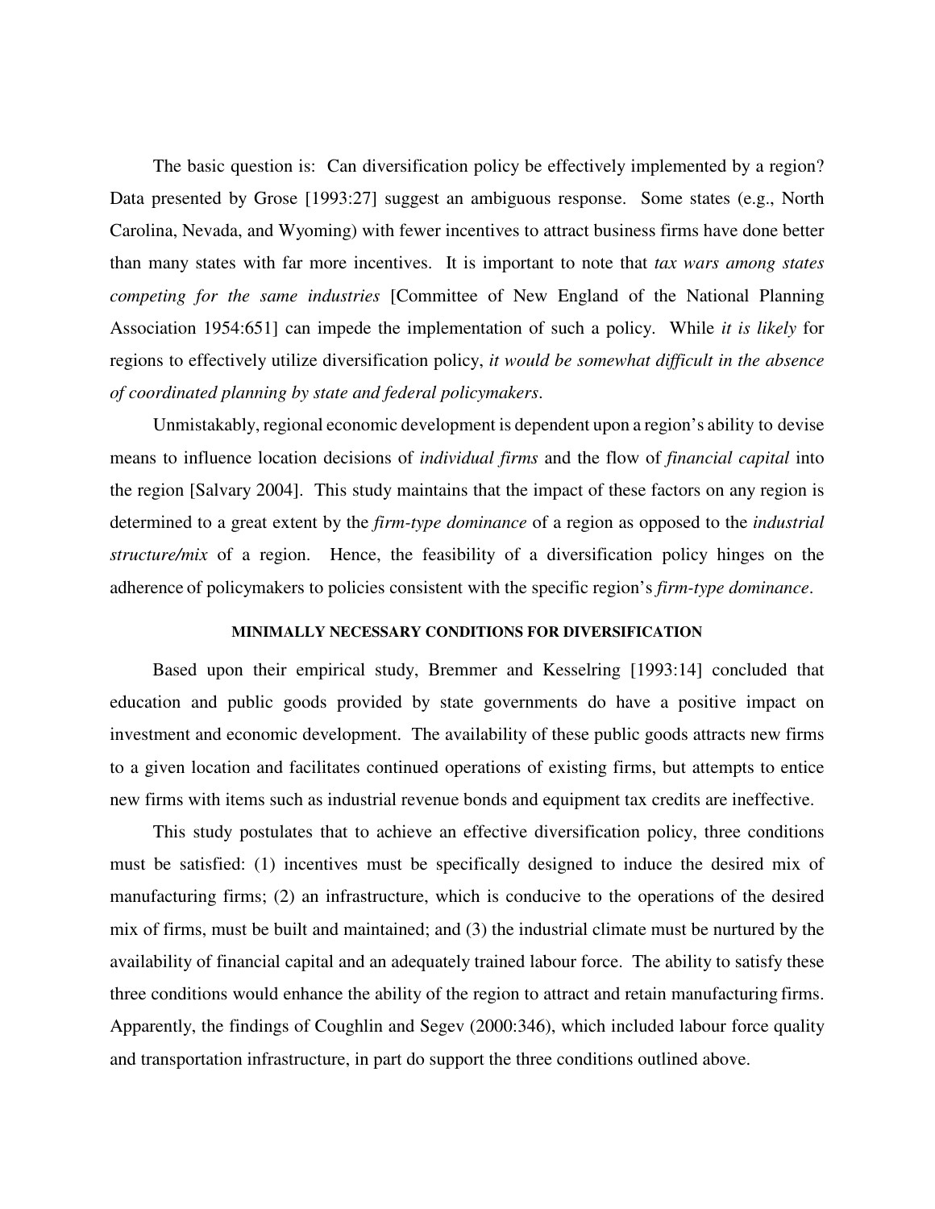The basic question is: Can diversification policy be effectively implemented by a region? Data presented by Grose [1993:27] suggest an ambiguous response. Some states (e.g., North Carolina, Nevada, and Wyoming) with fewer incentives to attract business firms have done better than many states with far more incentives. It is important to note that *tax wars among states competing for the same industries* [Committee of New England of the National Planning Association 1954:651] can impede the implementation of such a policy. While *it is likely* for regions to effectively utilize diversification policy, *it would be somewhat difficult in the absence of coordinated planning by state and federal policymakers*.

Unmistakably, regional economic development is dependent upon a region's ability to devise means to influence location decisions of *individual firms* and the flow of *financial capital* into the region [Salvary 2004]. This study maintains that the impact of these factors on any region is determined to a great extent by the *firm-type dominance* of a region as opposed to the *industrial structure/mix* of a region. Hence, the feasibility of a diversification policy hinges on the adherence of policymakers to policies consistent with the specific region's *firm-type dominance*.

## MINIMALLY NECESSARY CONDITIONS FOR DIVERSIFICATION

Based upon their empirical study, Bremmer and Kesselring [1993:14] concluded that education and public goods provided by state governments do have a positive impact on investment and economic development. The availability of these public goods attracts new firms to a given location and facilitates continued operations of existing firms, but attempts to entice new firms with items such as industrial revenue bonds and equipment tax credits are ineffective.

This study postulates that to achieve an effective diversification policy, three conditions must be satisfied: (1) incentives must be specifically designed to induce the desired mix of manufacturing firms; (2) an infrastructure, which is conducive to the operations of the desired mix of firms, must be built and maintained; and (3) the industrial climate must be nurtured by the availability of financial capital and an adequately trained labour force. The ability to satisfy these three conditions would enhance the ability of the region to attract and retain manufacturing firms. Apparently, the findings of Coughlin and Segev (2000:346), which included labour force quality and transportation infrastructure, in part do support the three conditions outlined above.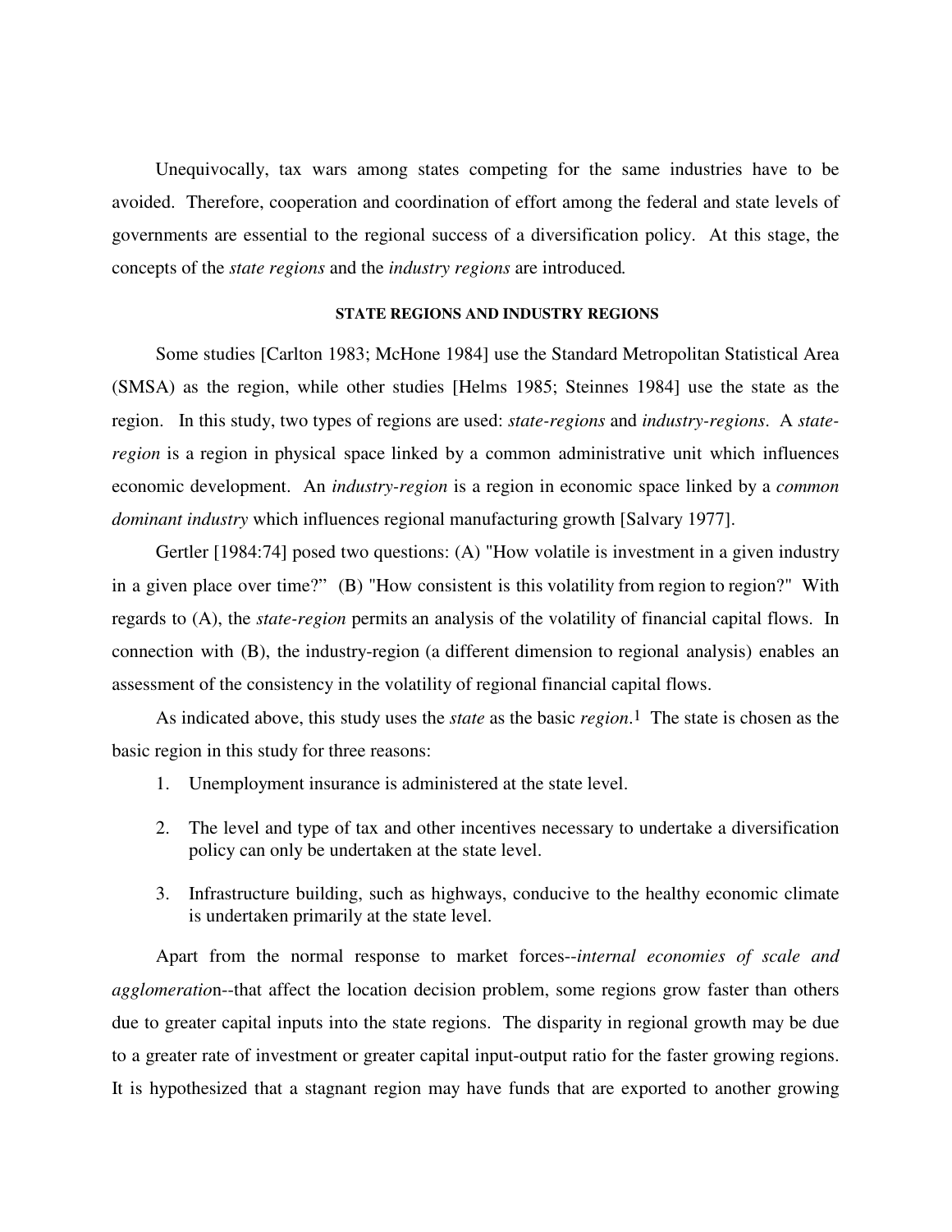Unequivocally, tax wars among states competing for the same industries have to be avoided. Therefore, cooperation and coordination of effort among the federal and state levels of governments are essential to the regional success of a diversification policy. At this stage, the concepts of the *state regions* and the *industry regions* are introduced.

#### STATE REGIONS AND INDUSTRY REGIONS

Some studies [Carlton 1983; McHone 1984] use the Standard Metropolitan Statistical Area (SMSA) as the region, while other studies [Helms 1985; Steinnes 1984] use the state as the region. In this study, two types of regions are used: *state-regions* and *industry-regions*. A *state-region* is a region in physical space linked by a common administrative unit which influences economic development. An *industry-region* is a region in economic space linked by a *common dominant industry* which influences regional manufacturing growth [Salvary 1977].

Gertler [1984:74] posed two questions: (A) "How volatile is investment in a given industry in a given place over time?" (B) "How consistent is this volatility from region to region?" With regards to (A), the *state-region* permits an analysis of the volatility of financial capital flows. In connection with (B), the industry-region (a different dimension to regional analysis) enables an assessment of the consistency in the volatility of regional financial capital flows.

As indicated above, this study uses the *state* as the basic *region*.[1] The state is chosen as the basic region in this study for three reasons:

1. Unemployment insurance is administered at the state level.
2. The level and type of tax and other incentives necessary to undertake a diversification policy can only be undertaken at the state level.
3. Infrastructure building, such as highways, conducive to the healthy economic climate is undertaken primarily at the state level.

Apart from the normal response to market forces--*internal economies of scale and agglomeratio*n--that affect the location decision problem, some regions grow faster than others due to greater capital inputs into the state regions. The disparity in regional growth may be due to a greater rate of investment or greater capital input-output ratio for the faster growing regions. It is hypothesized that a stagnant region may have funds that are exported to another growing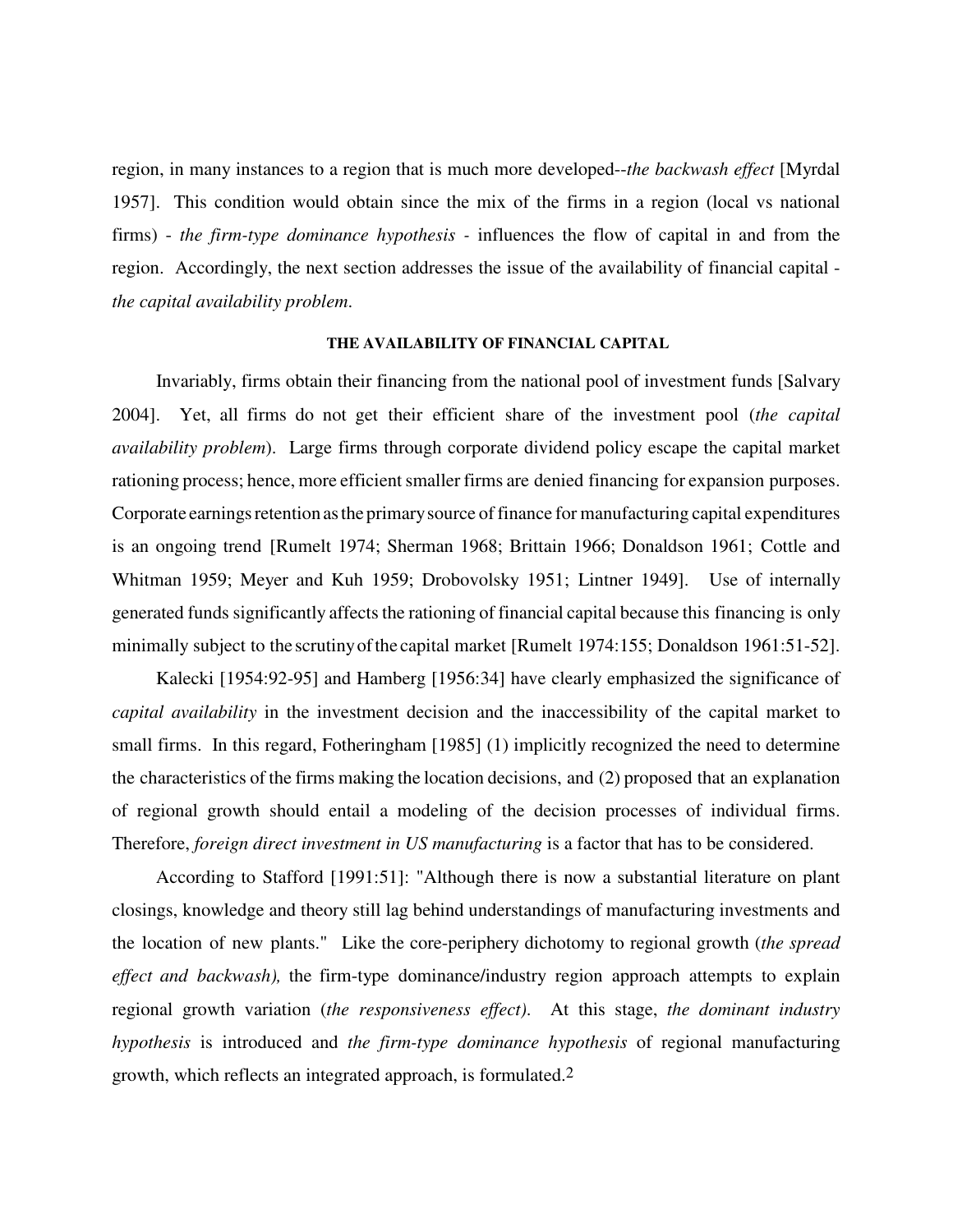region, in many instances to a region that is much more developed--*the backwash effect* [Myrdal 1957]. This condition would obtain since the mix of the firms in a region (local vs national firms) - *the firm-type dominance hypothesis* - influences the flow of capital in and from the region. Accordingly, the next section addresses the issue of the availability of financial capital - *the capital availability problem.*

## THE AVAILABILITY OF FINANCIAL CAPITAL

Invariably, firms obtain their financing from the national pool of investment funds [Salvary 2004]. Yet, all firms do not get their efficient share of the investment pool (*the capital availability problem*). Large firms through corporate dividend policy escape the capital market rationing process; hence, more efficient smaller firms are denied financing for expansion purposes. Corporate earnings retention as the primary source of finance for manufacturing capital expenditures is an ongoing trend [Rumelt 1974; Sherman 1968; Brittain 1966; Donaldson 1961; Cottle and Whitman 1959; Meyer and Kuh 1959; Drobovolsky 1951; Lintner 1949]. Use of internally generated funds significantly affects the rationing of financial capital because this financing is only minimally subject to the scrutiny of the capital market [Rumelt 1974:155; Donaldson 1961:51-52].

Kalecki [1954:92-95] and Hamberg [1956:34] have clearly emphasized the significance of *capital availability* in the investment decision and the inaccessibility of the capital market to small firms. In this regard, Fotheringham [1985] (1) implicitly recognized the need to determine the characteristics of the firms making the location decisions, and (2) proposed that an explanation of regional growth should entail a modeling of the decision processes of individual firms. Therefore, *foreign direct investment in US manufacturing* is a factor that has to be considered.

According to Stafford [1991:51]: "Although there is now a substantial literature on plant closings, knowledge and theory still lag behind understandings of manufacturing investments and the location of new plants." Like the core-periphery dichotomy to regional growth (*the spread effect and backwash),* the firm-type dominance/industry region approach attempts to explain regional growth variation (*the responsiveness effect).* At this stage, *the dominant industry hypothesis* is introduced and *the firm-type dominance hypothesis* of regional manufacturing growth, which reflects an integrated approach, is formulated.[2]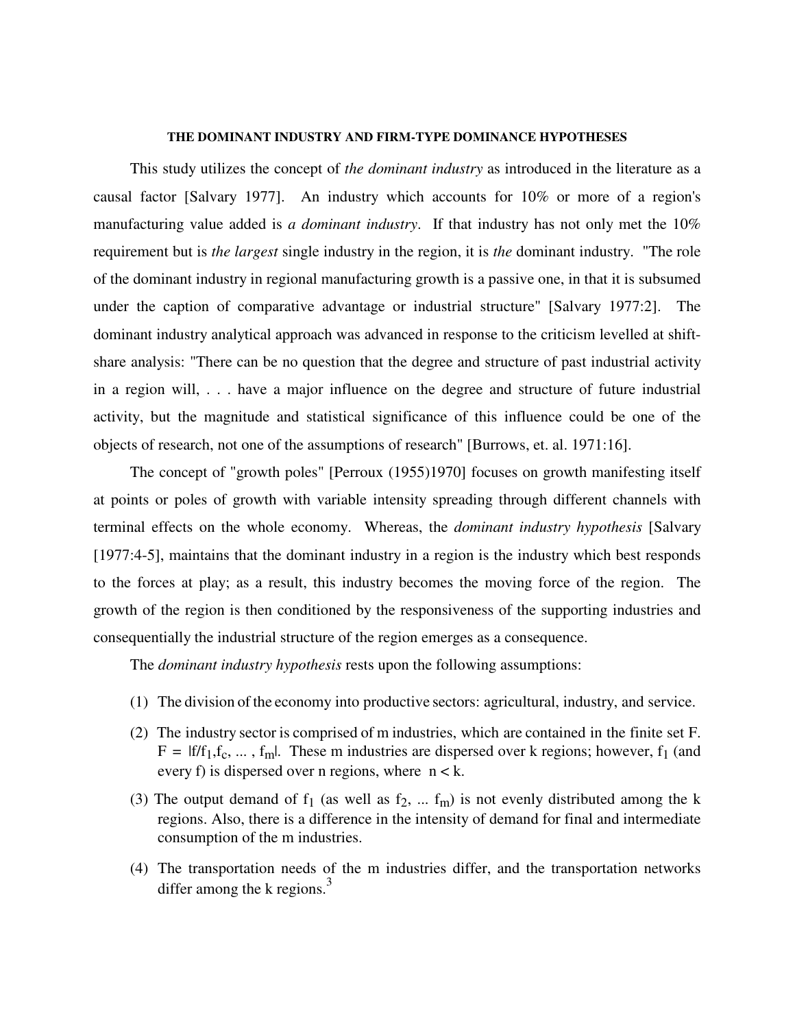### THE DOMINANT INDUSTRY AND FIRM-TYPE DOMINANCE HYPOTHESES

This study utilizes the concept of *the dominant industry* as introduced in the literature as a causal factor [Salvary 1977]. An industry which accounts for 10% or more of a region's manufacturing value added is *a dominant industry*. If that industry has not only met the 10% requirement but is *the largest* single industry in the region, it is *the* dominant industry. "The role of the dominant industry in regional manufacturing growth is a passive one, in that it is subsumed under the caption of comparative advantage or industrial structure" [Salvary 1977:2]. The dominant industry analytical approach was advanced in response to the criticism levelled at shift-share analysis: "There can be no question that the degree and structure of past industrial activity in a region will, . . . have a major influence on the degree and structure of future industrial activity, but the magnitude and statistical significance of this influence could be one of the objects of research, not one of the assumptions of research" [Burrows, et. al. 1971:16].

The concept of "growth poles" [Perroux (1955)1970] focuses on growth manifesting itself at points or poles of growth with variable intensity spreading through different channels with terminal effects on the whole economy. Whereas, the *dominant industry hypothesis* [Salvary [1977:4-5], maintains that the dominant industry in a region is the industry which best responds to the forces at play; as a result, this industry becomes the moving force of the region. The growth of the region is then conditioned by the responsiveness of the supporting industries and consequentially the industrial structure of the region emerges as a consequence.

The *dominant industry hypothesis* rests upon the following assumptions:

(1) The division of the economy into productive sectors: agricultural, industry, and service.

(2) The industry sector is comprised of m industries, which are contained in the finite set F. $F = |f/f_1, f_c, \ldots, f_m|$. These m industries are dispersed over k regions; however, $f_1$ (and every f) is dispersed over n regions, where $n < k$.

(3) The output demand of $f_1$ (as well as $f_2, \ldots f_m$) is not evenly distributed among the k regions. Also, there is a difference in the intensity of demand for final and intermediate consumption of the m industries.

(4) The transportation needs of the m industries differ, and the transportation networks differ among the k regions.[3]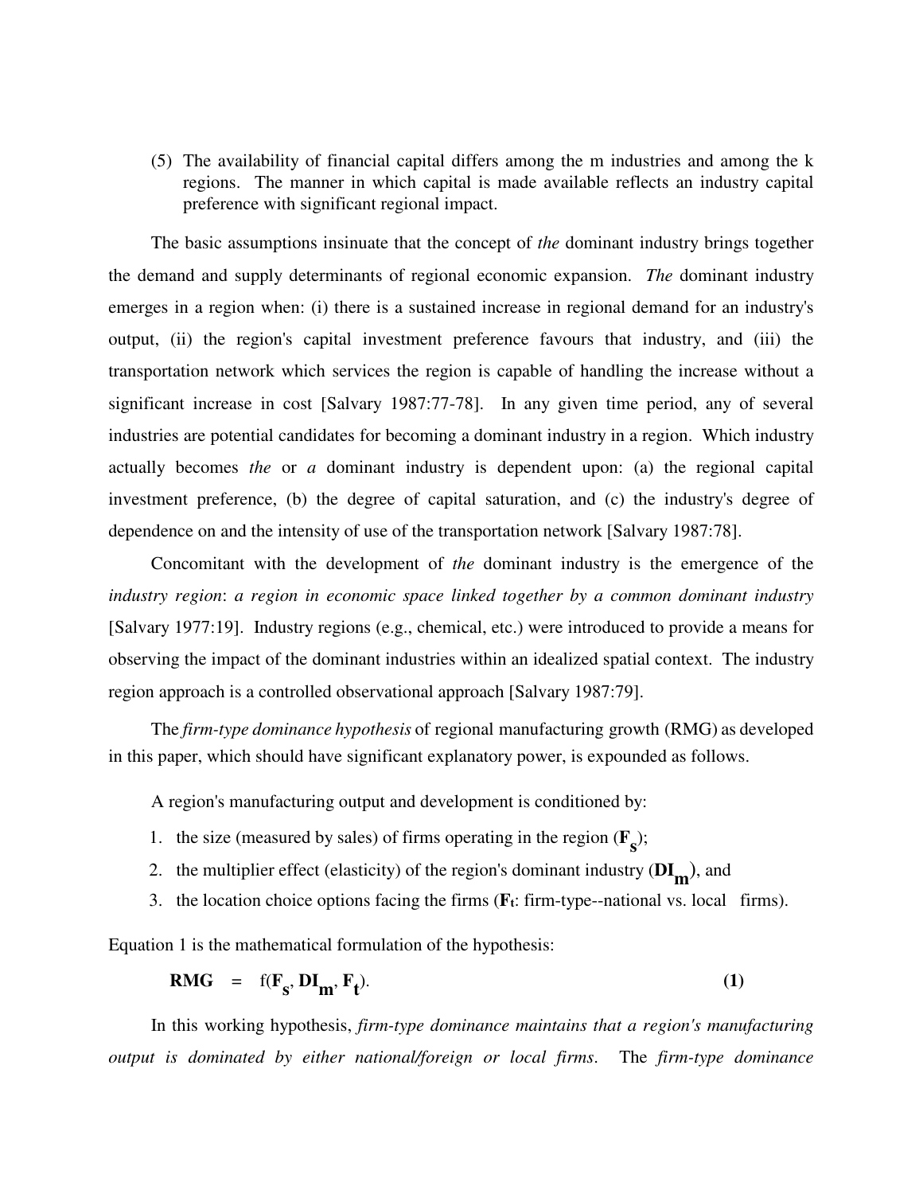(5) The availability of financial capital differs among the m industries and among the k regions. The manner in which capital is made available reflects an industry capital preference with significant regional impact.

The basic assumptions insinuate that the concept of *the* dominant industry brings together the demand and supply determinants of regional economic expansion. *The* dominant industry emerges in a region when: (i) there is a sustained increase in regional demand for an industry's output, (ii) the region's capital investment preference favours that industry, and (iii) the transportation network which services the region is capable of handling the increase without a significant increase in cost [Salvary 1987:77-78]. In any given time period, any of several industries are potential candidates for becoming a dominant industry in a region. Which industry actually becomes *the* or *a* dominant industry is dependent upon: (a) the regional capital investment preference, (b) the degree of capital saturation, and (c) the industry's degree of dependence on and the intensity of use of the transportation network [Salvary 1987:78].

Concomitant with the development of *the* dominant industry is the emergence of the *industry region*: *a region in economic space linked together by a common dominant industry* [Salvary 1977:19]. Industry regions (e.g., chemical, etc.) were introduced to provide a means for observing the impact of the dominant industries within an idealized spatial context. The industry region approach is a controlled observational approach [Salvary 1987:79].

The *firm-type dominance hypothesis* of regional manufacturing growth (RMG) as developed in this paper, which should have significant explanatory power, is expounded as follows.

A region's manufacturing output and development is conditioned by:

1. the size (measured by sales) of firms operating in the region ($\mathbf{F_s}$);
2. the multiplier effect (elasticity) of the region's dominant industry ($\mathbf{DI_m}$), and
3. the location choice options facing the firms ($\mathbf{F_t}$: firm-type--national vs. local firms).

Equation 1 is the mathematical formulation of the hypothesis:

$$\mathbf{RMG} = f(\mathbf{F_s}, \mathbf{DI_m}, \mathbf{F_t}). \qquad \mathbf{(1)}$$

In this working hypothesis, *firm-type dominance maintains that a region's manufacturing output is dominated by either national/foreign or local firms*. The *firm-type dominance*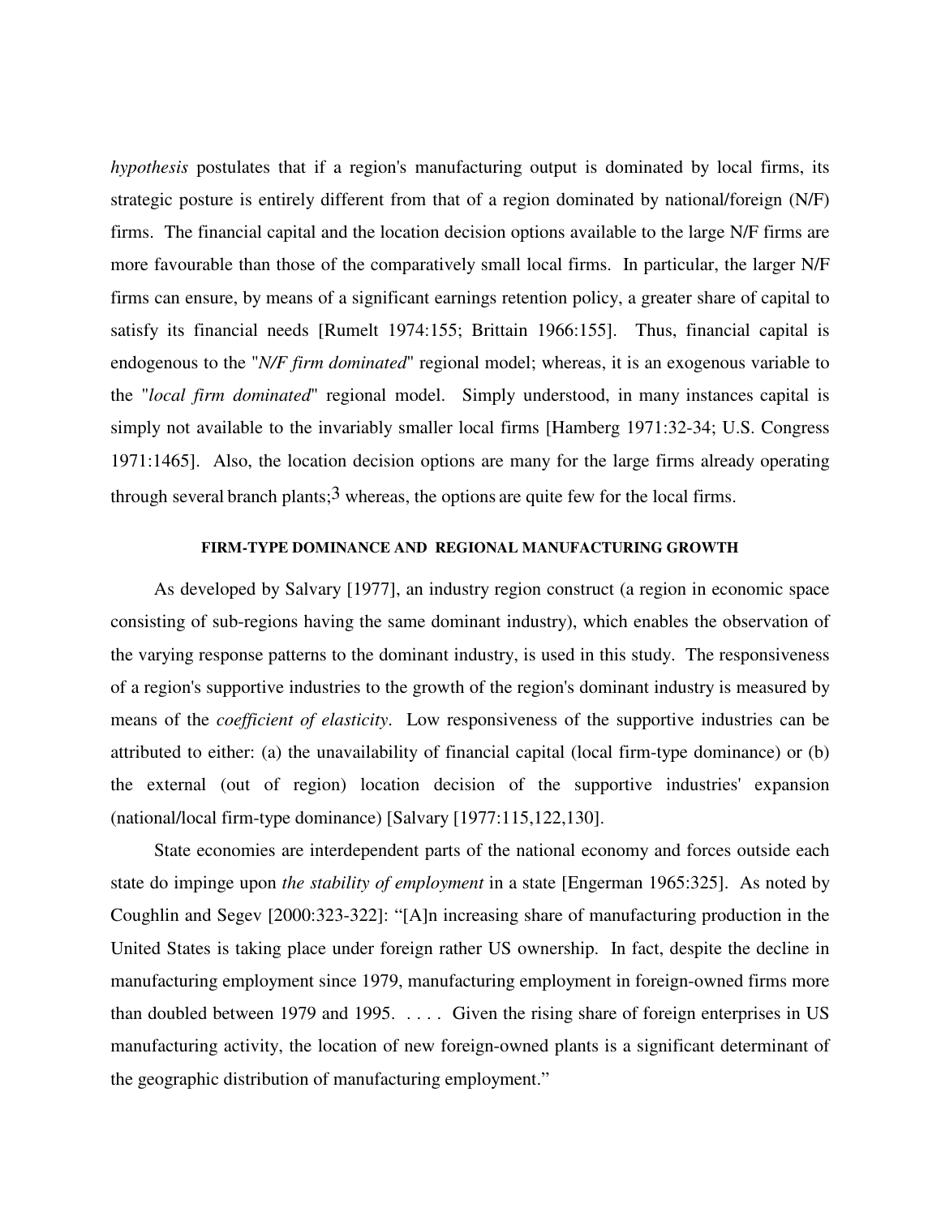*hypothesis* postulates that if a region's manufacturing output is dominated by local firms, its strategic posture is entirely different from that of a region dominated by national/foreign (N/F) firms. The financial capital and the location decision options available to the large N/F firms are more favourable than those of the comparatively small local firms. In particular, the larger N/F firms can ensure, by means of a significant earnings retention policy, a greater share of capital to satisfy its financial needs [Rumelt 1974:155; Brittain 1966:155]. Thus, financial capital is endogenous to the "*N/F firm dominated*" regional model; whereas, it is an exogenous variable to the "*local firm dominated*" regional model. Simply understood, in many instances capital is simply not available to the invariably smaller local firms [Hamberg 1971:32-34; U.S. Congress 1971:1465]. Also, the location decision options are many for the large firms already operating through several branch plants;[3] whereas, the options are quite few for the local firms.

#### FIRM-TYPE DOMINANCE AND REGIONAL MANUFACTURING GROWTH

As developed by Salvary [1977], an industry region construct (a region in economic space consisting of sub-regions having the same dominant industry), which enables the observation of the varying response patterns to the dominant industry, is used in this study. The responsiveness of a region's supportive industries to the growth of the region's dominant industry is measured by means of the *coefficient of elasticity*. Low responsiveness of the supportive industries can be attributed to either: (a) the unavailability of financial capital (local firm-type dominance) or (b) the external (out of region) location decision of the supportive industries' expansion (national/local firm-type dominance) [Salvary [1977:115,122,130].

State economies are interdependent parts of the national economy and forces outside each state do impinge upon *the stability of employment* in a state [Engerman 1965:325]. As noted by Coughlin and Segev [2000:323-322]: "[A]n increasing share of manufacturing production in the United States is taking place under foreign rather US ownership. In fact, despite the decline in manufacturing employment since 1979, manufacturing employment in foreign-owned firms more than doubled between 1979 and 1995. . . . . Given the rising share of foreign enterprises in US manufacturing activity, the location of new foreign-owned plants is a significant determinant of the geographic distribution of manufacturing employment."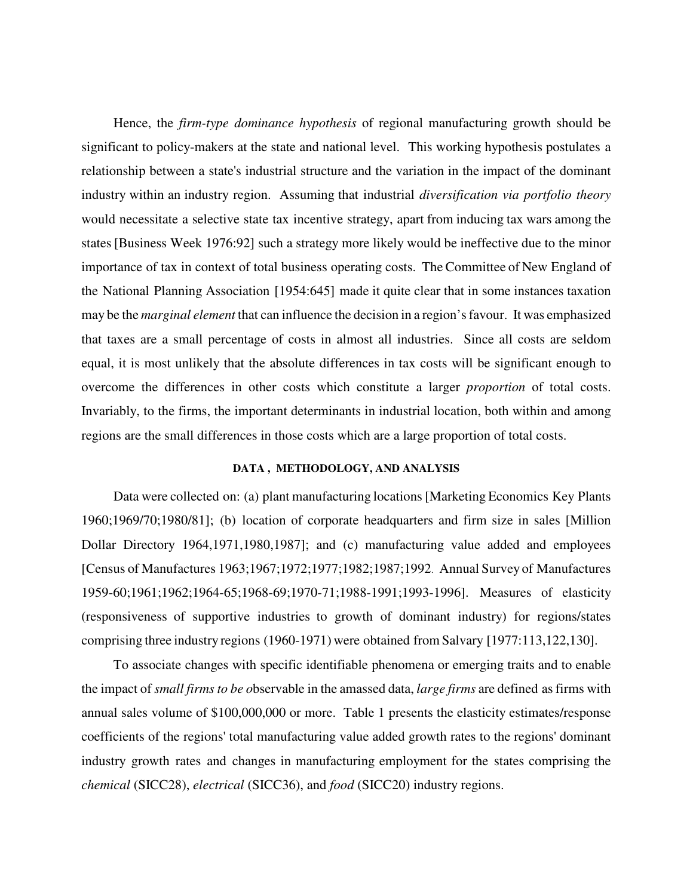Hence, the *firm-type dominance hypothesis* of regional manufacturing growth should be significant to policy-makers at the state and national level. This working hypothesis postulates a relationship between a state's industrial structure and the variation in the impact of the dominant industry within an industry region. Assuming that industrial *diversification via portfolio theory* would necessitate a selective state tax incentive strategy, apart from inducing tax wars among the states [Business Week 1976:92] such a strategy more likely would be ineffective due to the minor importance of tax in context of total business operating costs. The Committee of New England of the National Planning Association [1954:645] made it quite clear that in some instances taxation may be the *marginal element* that can influence the decision in a region's favour. It was emphasized that taxes are a small percentage of costs in almost all industries. Since all costs are seldom equal, it is most unlikely that the absolute differences in tax costs will be significant enough to overcome the differences in other costs which constitute a larger *proportion* of total costs. Invariably, to the firms, the important determinants in industrial location, both within and among regions are the small differences in those costs which are a large proportion of total costs.

## DATA , METHODOLOGY, AND ANALYSIS

Data were collected on: (a) plant manufacturing locations [Marketing Economics Key Plants 1960;1969/70;1980/81]; (b) location of corporate headquarters and firm size in sales [Million Dollar Directory 1964,1971,1980,1987]; and (c) manufacturing value added and employees [Census of Manufactures 1963;1967;1972;1977;1982;1987;1992. Annual Survey of Manufactures 1959-60;1961;1962;1964-65;1968-69;1970-71;1988-1991;1993-1996]. Measures of elasticity (responsiveness of supportive industries to growth of dominant industry) for regions/states comprising three industry regions (1960-1971) were obtained from Salvary [1977:113,122,130].

To associate changes with specific identifiable phenomena or emerging traits and to enable the impact of *small firms to be o*bservable in the amassed data, *large firms* are defined as firms with annual sales volume of $100,000,000 or more. Table 1 presents the elasticity estimates/response coefficients of the regions' total manufacturing value added growth rates to the regions' dominant industry growth rates and changes in manufacturing employment for the states comprising the *chemical* (SICC28), *electrical* (SICC36), and *food* (SICC20) industry regions.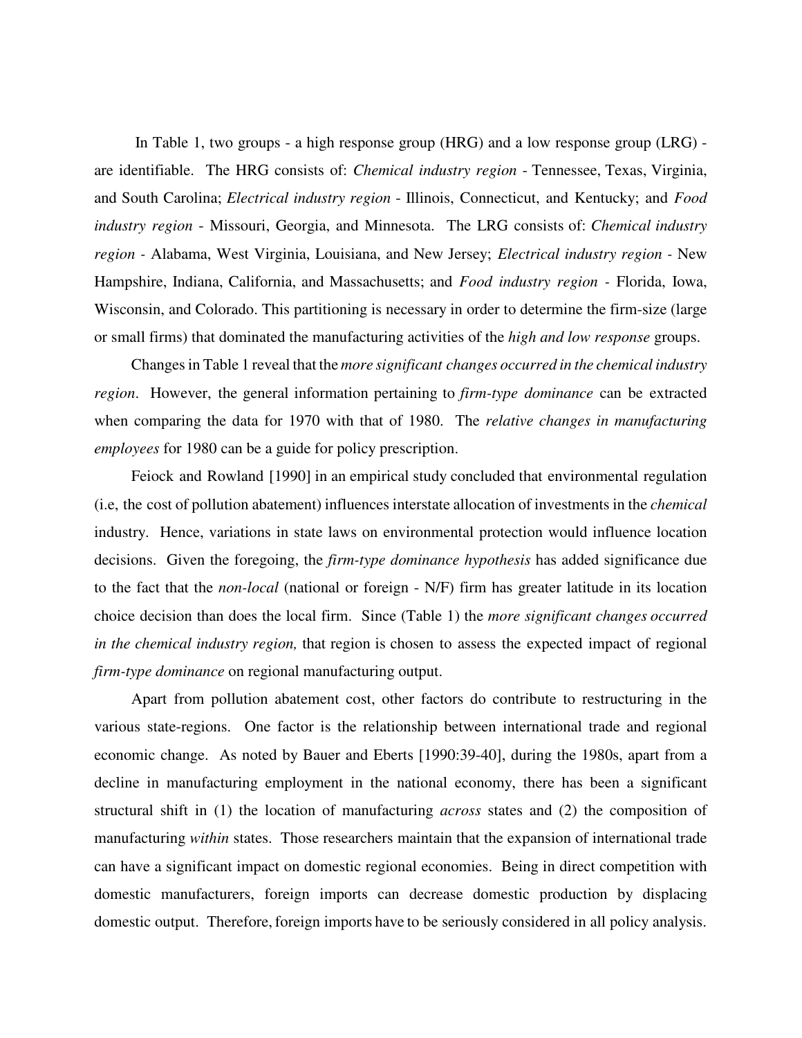In Table 1, two groups - a high response group (HRG) and a low response group (LRG) - are identifiable. The HRG consists of: *Chemical industry region* - Tennessee, Texas, Virginia, and South Carolina; *Electrical industry region* - Illinois, Connecticut, and Kentucky; and *Food industry region* - Missouri, Georgia, and Minnesota. The LRG consists of: *Chemical industry region* - Alabama, West Virginia, Louisiana, and New Jersey; *Electrical industry region* - New Hampshire, Indiana, California, and Massachusetts; and *Food industry region* - Florida, Iowa, Wisconsin, and Colorado. This partitioning is necessary in order to determine the firm-size (large or small firms) that dominated the manufacturing activities of the *high and low response* groups.

Changes in Table 1 reveal that the *more significant changes occurred in the chemical industry region*. However, the general information pertaining to *firm-type dominance* can be extracted when comparing the data for 1970 with that of 1980. The *relative changes in manufacturing employees* for 1980 can be a guide for policy prescription.

Feiock and Rowland [1990] in an empirical study concluded that environmental regulation (i.e, the cost of pollution abatement) influences interstate allocation of investments in the *chemical* industry. Hence, variations in state laws on environmental protection would influence location decisions. Given the foregoing, the *firm-type dominance hypothesis* has added significance due to the fact that the *non-local* (national or foreign - N/F) firm has greater latitude in its location choice decision than does the local firm. Since (Table 1) the *more significant changes occurred in the chemical industry region,* that region is chosen to assess the expected impact of regional *firm-type dominance* on regional manufacturing output.

Apart from pollution abatement cost, other factors do contribute to restructuring in the various state-regions. One factor is the relationship between international trade and regional economic change. As noted by Bauer and Eberts [1990:39-40], during the 1980s, apart from a decline in manufacturing employment in the national economy, there has been a significant structural shift in (1) the location of manufacturing *across* states and (2) the composition of manufacturing *within* states. Those researchers maintain that the expansion of international trade can have a significant impact on domestic regional economies. Being in direct competition with domestic manufacturers, foreign imports can decrease domestic production by displacing domestic output. Therefore, foreign imports have to be seriously considered in all policy analysis.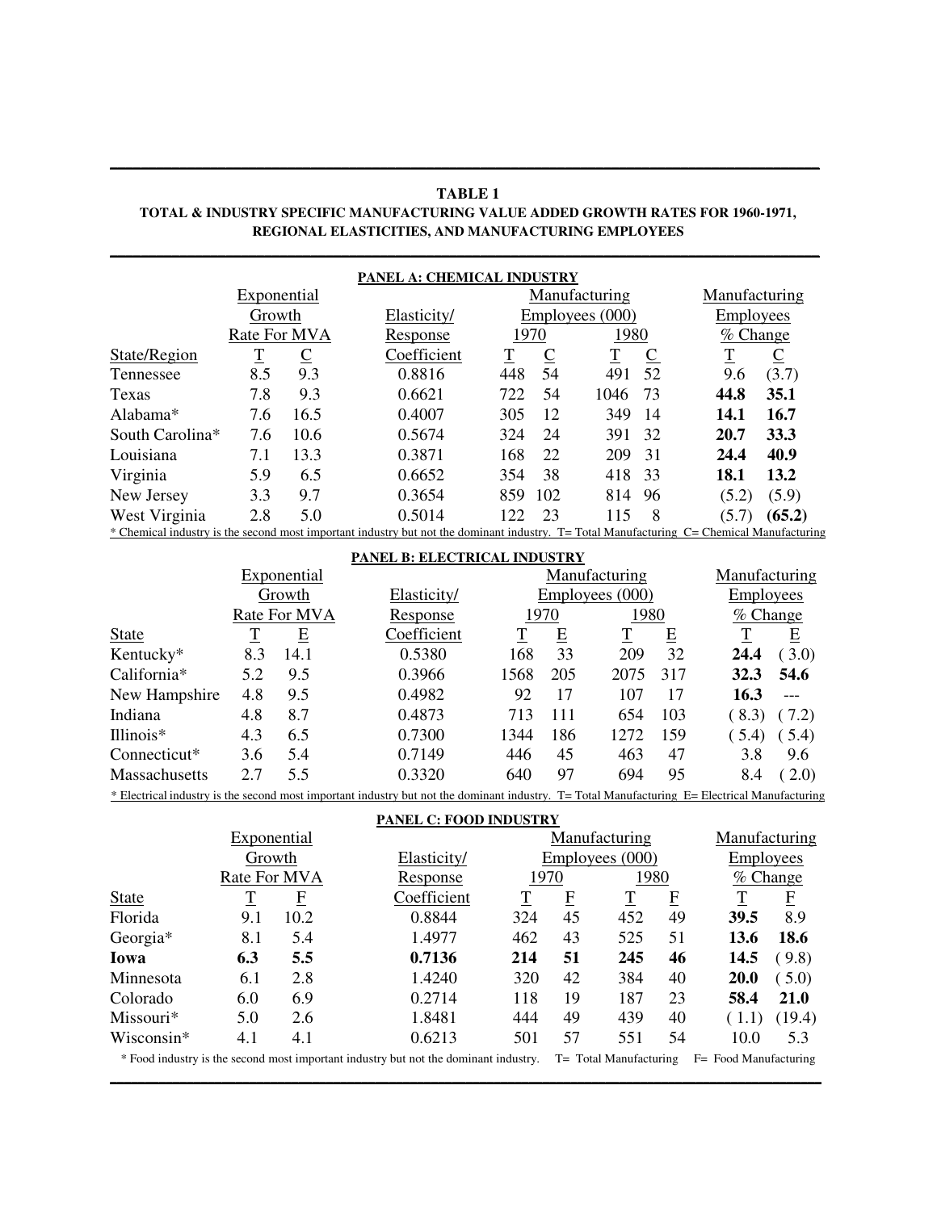**TABLE 1**

**TOTAL & INDUSTRY SPECIFIC MANUFACTURING VALUE ADDED GROWTH RATES FOR 1960-1971, REGIONAL ELASTICITIES, AND MANUFACTURING EMPLOYEES**

**PANEL A: CHEMICAL INDUSTRY**

| State/Region | Exponential Growth Rate For MVA | | Elasticity/ Response Coefficient | Manufacturing Employees (000) | | | | Manufacturing Employees % Change | |
|---|---|---|---|---|---|---|---|---|---|
| | | | | 1970 | | 1980 | | | |
| | T | C | | T | C | T | C | T | C |
| Tennessee | 8.5 | 9.3 | 0.8816 | 448 | 54 | 491 | 52 | 9.6 | (3.7) |
| Texas | 7.8 | 9.3 | 0.6621 | 722 | 54 | 1046 | 73 | **44.8** | **35.1** |
| Alabama* | 7.6 | 16.5 | 0.4007 | 305 | 12 | 349 | 14 | **14.1** | **16.7** |
| South Carolina* | 7.6 | 10.6 | 0.5674 | 324 | 24 | 391 | 32 | **20.7** | **33.3** |
| Louisiana | 7.1 | 13.3 | 0.3871 | 168 | 22 | 209 | 31 | **24.4** | **40.9** |
| Virginia | 5.9 | 6.5 | 0.6652 | 354 | 38 | 418 | 33 | **18.1** | **13.2** |
| New Jersey | 3.3 | 9.7 | 0.3654 | 859 | 102 | 814 | 96 | (5.2) | (5.9) |
| West Virginia | 2.8 | 5.0 | 0.5014 | 122 | 23 | 115 | 8 | (5.7) | **(65.2)** |

* Chemical industry is the second most important industry but not the dominant industry. T= Total Manufacturing C= Chemical Manufacturing

**PANEL B: ELECTRICAL INDUSTRY**

| State | Exponential Growth Rate For MVA | | Elasticity/ Response Coefficient | Manufacturing Employees (000) | | | | Manufacturing Employees % Change | |
|---|---|---|---|---|---|---|---|---|---|
| | | | | 1970 | | 1980 | | | |
| | T | E | | T | E | T | E | T | E |
| Kentucky* | 8.3 | 14.1 | 0.5380 | 168 | 33 | 209 | 32 | **24.4** | ( 3.0) |
| California* | 5.2 | 9.5 | 0.3966 | 1568 | 205 | 2075 | 317 | **32.3** | **54.6** |
| New Hampshire | 4.8 | 9.5 | 0.4982 | 92 | 17 | 107 | 17 | **16.3** | --- |
| Indiana | 4.8 | 8.7 | 0.4873 | 713 | 111 | 654 | 103 | ( 8.3) | ( 7.2) |
| Illinois* | 4.3 | 6.5 | 0.7300 | 1344 | 186 | 1272 | 159 | ( 5.4) | ( 5.4) |
| Connecticut* | 3.6 | 5.4 | 0.7149 | 446 | 45 | 463 | 47 | 3.8 | 9.6 |
| Massachusetts | 2.7 | 5.5 | 0.3320 | 640 | 97 | 694 | 95 | 8.4 | ( 2.0) |

* Electrical industry is the second most important industry but not the dominant industry. T= Total Manufacturing E= Electrical Manufacturing

**PANEL C: FOOD INDUSTRY**

| State | Exponential Growth Rate For MVA | | Elasticity/ Response Coefficient | Manufacturing Employees (000) | | | | Manufacturing Employees % Change | |
|---|---|---|---|---|---|---|---|---|---|
| | | | | 1970 | | 1980 | | | |
| | T | F | | T | F | T | F | T | F |
| Florida | 9.1 | 10.2 | 0.8844 | 324 | 45 | 452 | 49 | **39.5** | 8.9 |
| Georgia* | 8.1 | 5.4 | 1.4977 | 462 | 43 | 525 | 51 | **13.6** | **18.6** |
| **Iowa** | **6.3** | **5.5** | **0.7136** | **214** | **51** | **245** | **46** | **14.5** | ( 9.8) |
| Minnesota | 6.1 | 2.8 | 1.4240 | 320 | 42 | 384 | 40 | **20.0** | ( 5.0) |
| Colorado | 6.0 | 6.9 | 0.2714 | 118 | 19 | 187 | 23 | **58.4** | **21.0** |
| Missouri* | 5.0 | 2.6 | 1.8481 | 444 | 49 | 439 | 40 | ( 1.1) | (19.4) |
| Wisconsin* | 4.1 | 4.1 | 0.6213 | 501 | 57 | 551 | 54 | 10.0 | 5.3 |

* Food industry is the second most important industry but not the dominant industry. T= Total Manufacturing F= Food Manufacturing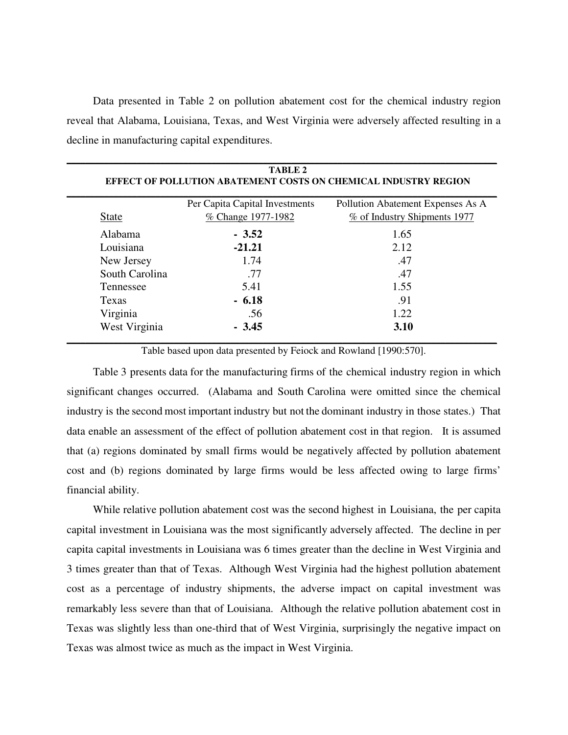Data presented in Table 2 on pollution abatement cost for the chemical industry region reveal that Alabama, Louisiana, Texas, and West Virginia were adversely affected resulting in a decline in manufacturing capital expenditures.

**TABLE 2**
**EFFECT OF POLLUTION ABATEMENT COSTS ON CHEMICAL INDUSTRY REGION**

| State | Per Capita Capital Investments % Change 1977-1982 | Pollution Abatement Expenses As A % of Industry Shipments 1977 |
|---|---|---|
| Alabama | **- 3.52** | 1.65 |
| Louisiana | **-21.21** | 2.12 |
| New Jersey | 1.74 | .47 |
| South Carolina | .77 | .47 |
| Tennessee | 5.41 | 1.55 |
| Texas | **- 6.18** | .91 |
| Virginia | .56 | 1.22 |
| West Virginia | **- 3.45** | **3.10** |

Table based upon data presented by Feiock and Rowland [1990:570].

Table 3 presents data for the manufacturing firms of the chemical industry region in which significant changes occurred. (Alabama and South Carolina were omitted since the chemical industry is the second most important industry but not the dominant industry in those states.) That data enable an assessment of the effect of pollution abatement cost in that region. It is assumed that (a) regions dominated by small firms would be negatively affected by pollution abatement cost and (b) regions dominated by large firms would be less affected owing to large firms' financial ability.

While relative pollution abatement cost was the second highest in Louisiana, the per capita capital investment in Louisiana was the most significantly adversely affected. The decline in per capita capital investments in Louisiana was 6 times greater than the decline in West Virginia and 3 times greater than that of Texas. Although West Virginia had the highest pollution abatement cost as a percentage of industry shipments, the adverse impact on capital investment was remarkably less severe than that of Louisiana. Although the relative pollution abatement cost in Texas was slightly less than one-third that of West Virginia, surprisingly the negative impact on Texas was almost twice as much as the impact in West Virginia.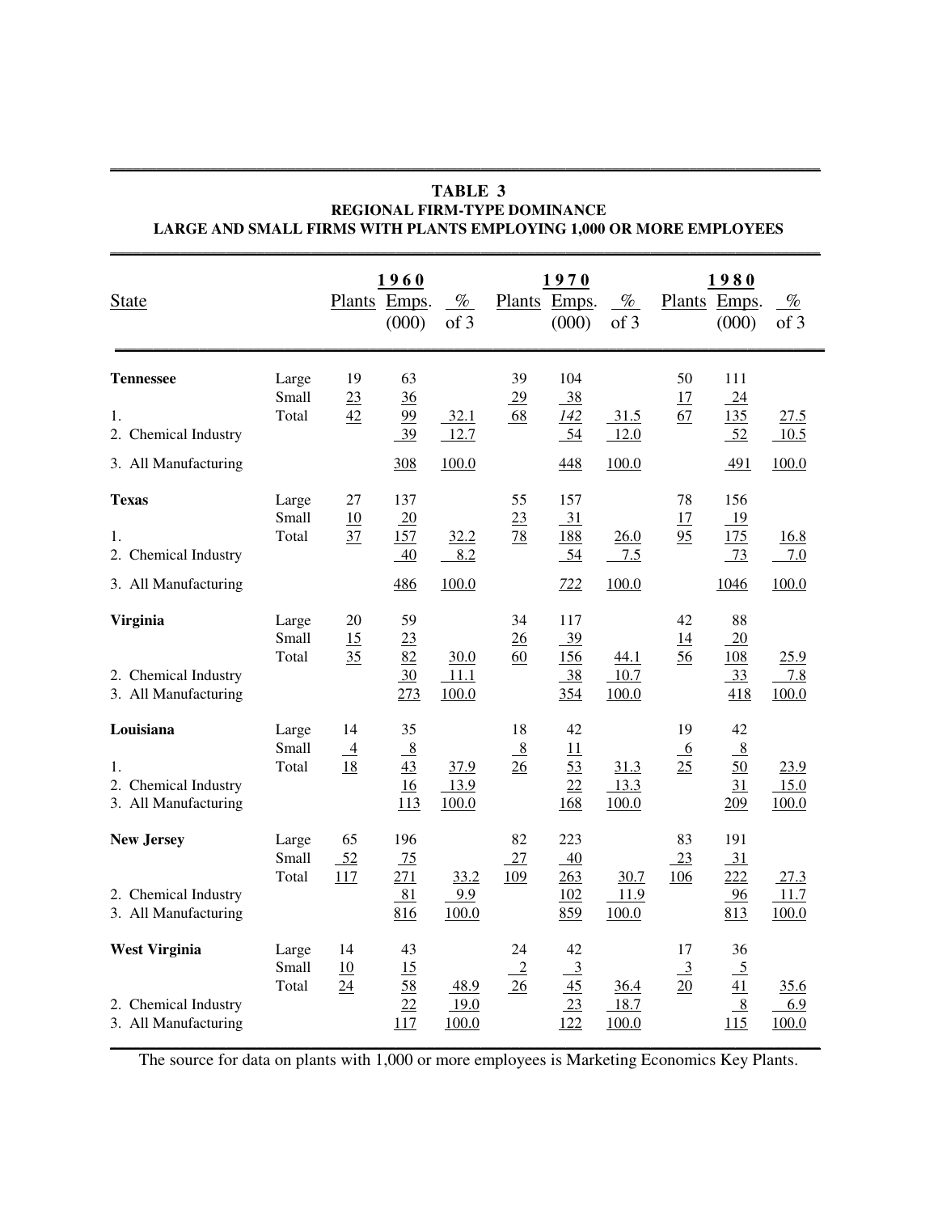**TABLE 3**
**REGIONAL FIRM-TYPE DOMINANCE**
**LARGE AND SMALL FIRMS WITH PLANTS EMPLOYING 1,000 OR MORE EMPLOYEES**

| State | | 1960 Plants | 1960 Emps. (000) | 1960 % of 3 | 1970 Plants | 1970 Emps. (000) | 1970 % of 3 | 1980 Plants | 1980 Emps. (000) | 1980 % of 3 |
|---|---|---|---|---|---|---|---|---|---|---|
| **Tennessee** | Large | 19 | 63 | | 39 | 104 | | 50 | 111 | |
| | Small | 23 | 36 | | 29 | 38 | | 17 | 24 | |
| 1. | Total | 42 | 99 | 32.1 | 68 | *142* | 31.5 | 67 | 135 | 27.5 |
| 2. Chemical Industry | | | 39 | 12.7 | | 54 | 12.0 | | 52 | 10.5 |
| 3. All Manufacturing | | | 308 | 100.0 | | 448 | 100.0 | | 491 | 100.0 |
| **Texas** | Large | 27 | 137 | | 55 | 157 | | 78 | 156 | |
| | Small | 10 | 20 | | 23 | 31 | | 17 | 19 | |
| 1. | Total | 37 | 157 | 32.2 | 78 | 188 | 26.0 | 95 | 175 | 16.8 |
| 2. Chemical Industry | | | 40 | 8.2 | | 54 | 7.5 | | 73 | 7.0 |
| 3. All Manufacturing | | | 486 | 100.0 | | *722* | 100.0 | | 1046 | 100.0 |
| **Virginia** | Large | 20 | 59 | | 34 | 117 | | 42 | 88 | |
| | Small | 15 | 23 | | 26 | 39 | | 14 | 20 | |
| | Total | 35 | 82 | 30.0 | 60 | 156 | 44.1 | 56 | 108 | 25.9 |
| 2. Chemical Industry | | | 30 | 11.1 | | 38 | 10.7 | | 33 | 7.8 |
| 3. All Manufacturing | | | 273 | 100.0 | | 354 | 100.0 | | 418 | 100.0 |
| **Louisiana** | Large | 14 | 35 | | 18 | 42 | | 19 | 42 | |
| | Small | 4 | 8 | | 8 | 11 | | 6 | 8 | |
| 1. | Total | 18 | 43 | 37.9 | 26 | 53 | 31.3 | 25 | 50 | 23.9 |
| 2. Chemical Industry | | | 16 | 13.9 | | 22 | 13.3 | | 31 | 15.0 |
| 3. All Manufacturing | | | 113 | 100.0 | | 168 | 100.0 | | 209 | 100.0 |
| **New Jersey** | Large | 65 | 196 | | 82 | 223 | | 83 | 191 | |
| | Small | 52 | 75 | | 27 | 40 | | 23 | 31 | |
| | Total | 117 | 271 | 33.2 | 109 | 263 | 30.7 | 106 | 222 | 27.3 |
| 2. Chemical Industry | | | 81 | 9.9 | | 102 | 11.9 | | 96 | 11.7 |
| 3. All Manufacturing | | | 816 | 100.0 | | 859 | 100.0 | | 813 | 100.0 |
| **West Virginia** | Large | 14 | 43 | | 24 | 42 | | 17 | 36 | |
| | Small | 10 | 15 | | 2 | 3 | | 3 | 5 | |
| | Total | 24 | 58 | 48.9 | 26 | 45 | 36.4 | 20 | 41 | 35.6 |
| 2. Chemical Industry | | | 22 | 19.0 | | 23 | 18.7 | | 8 | 6.9 |
| 3. All Manufacturing | | | 117 | 100.0 | | 122 | 100.0 | | 115 | 100.0 |

The source for data on plants with 1,000 or more employees is Marketing Economics Key Plants.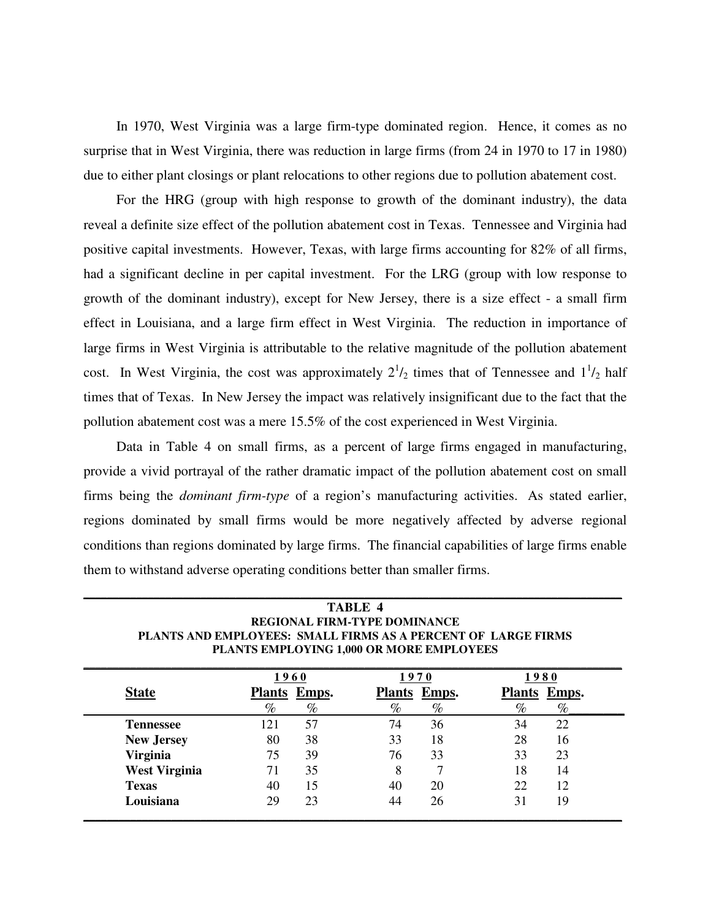In 1970, West Virginia was a large firm-type dominated region. Hence, it comes as no surprise that in West Virginia, there was reduction in large firms (from 24 in 1970 to 17 in 1980) due to either plant closings or plant relocations to other regions due to pollution abatement cost.

For the HRG (group with high response to growth of the dominant industry), the data reveal a definite size effect of the pollution abatement cost in Texas. Tennessee and Virginia had positive capital investments. However, Texas, with large firms accounting for 82% of all firms, had a significant decline in per capital investment. For the LRG (group with low response to growth of the dominant industry), except for New Jersey, there is a size effect - a small firm effect in Louisiana, and a large firm effect in West Virginia. The reduction in importance of large firms in West Virginia is attributable to the relative magnitude of the pollution abatement cost. In West Virginia, the cost was approximately $2^1/_2$ times that of Tennessee and $1^1/_2$ half times that of Texas. In New Jersey the impact was relatively insignificant due to the fact that the pollution abatement cost was a mere 15.5% of the cost experienced in West Virginia.

Data in Table 4 on small firms, as a percent of large firms engaged in manufacturing, provide a vivid portrayal of the rather dramatic impact of the pollution abatement cost on small firms being the *dominant firm-type* of a region's manufacturing activities. As stated earlier, regions dominated by small firms would be more negatively affected by adverse regional conditions than regions dominated by large firms. The financial capabilities of large firms enable them to withstand adverse operating conditions better than smaller firms.

**TABLE 4**
**REGIONAL FIRM-TYPE DOMINANCE**
**PLANTS AND EMPLOYEES: SMALL FIRMS AS A PERCENT OF LARGE FIRMS**
**PLANTS EMPLOYING 1,000 OR MORE EMPLOYEES**

| State | 1960 | | 1970 | | 1980 | |
|---|---|---|---|---|---|---|
| | Plants | Emps. | Plants | Emps. | Plants | Emps. |
| | % | % | % | % | % | % |
| **Tennessee** | 121 | 57 | 74 | 36 | 34 | 22 |
| **New Jersey** | 80 | 38 | 33 | 18 | 28 | 16 |
| **Virginia** | 75 | 39 | 76 | 33 | 33 | 23 |
| **West Virginia** | 71 | 35 | 8 | 7 | 18 | 14 |
| **Texas** | 40 | 15 | 40 | 20 | 22 | 12 |
| **Louisiana** | 29 | 23 | 44 | 26 | 31 | 19 |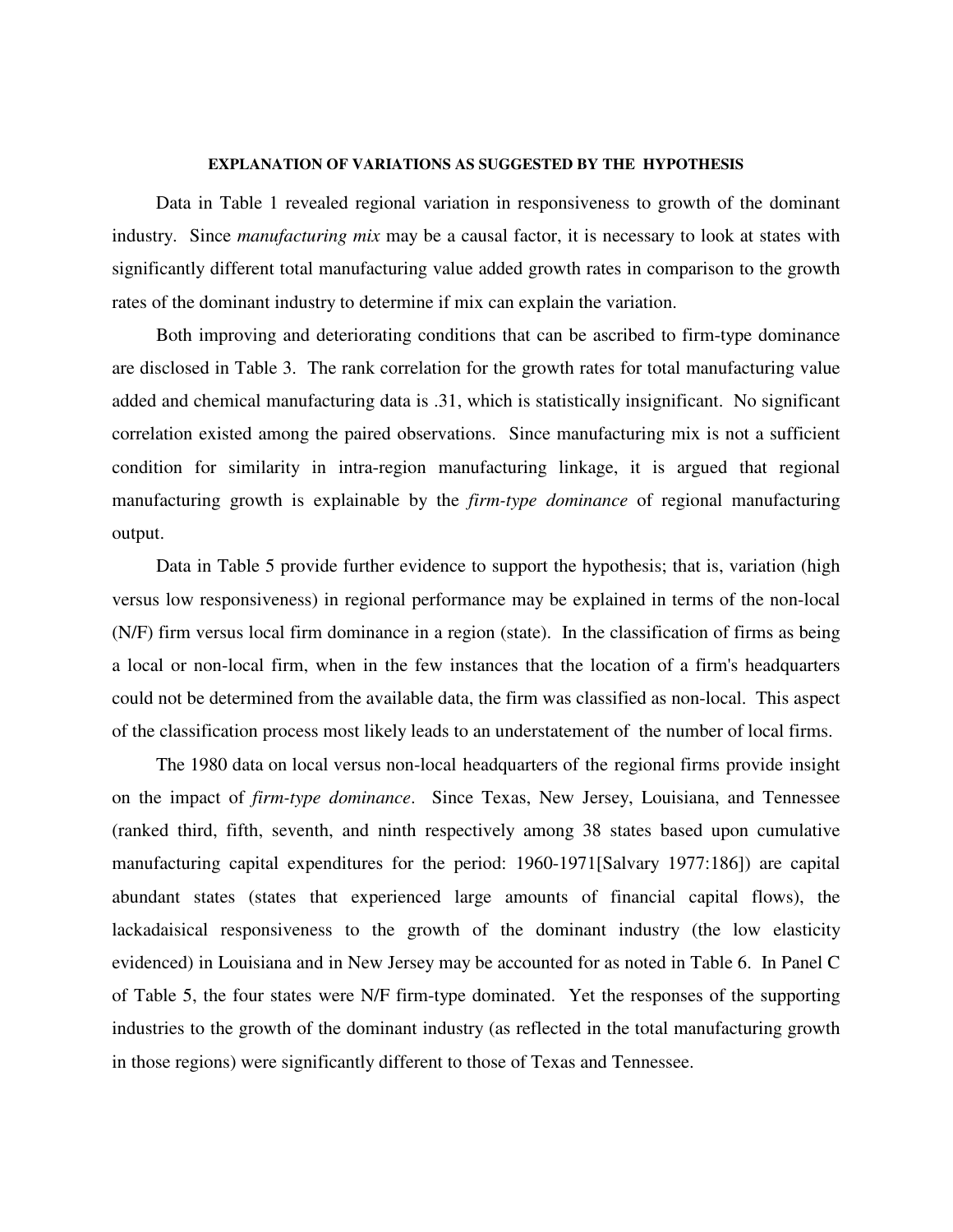## EXPLANATION OF VARIATIONS AS SUGGESTED BY THE HYPOTHESIS

Data in Table 1 revealed regional variation in responsiveness to growth of the dominant industry. Since *manufacturing mix* may be a causal factor, it is necessary to look at states with significantly different total manufacturing value added growth rates in comparison to the growth rates of the dominant industry to determine if mix can explain the variation.

Both improving and deteriorating conditions that can be ascribed to firm-type dominance are disclosed in Table 3. The rank correlation for the growth rates for total manufacturing value added and chemical manufacturing data is .31, which is statistically insignificant. No significant correlation existed among the paired observations. Since manufacturing mix is not a sufficient condition for similarity in intra-region manufacturing linkage, it is argued that regional manufacturing growth is explainable by the *firm-type dominance* of regional manufacturing output.

Data in Table 5 provide further evidence to support the hypothesis; that is, variation (high versus low responsiveness) in regional performance may be explained in terms of the non-local (N/F) firm versus local firm dominance in a region (state). In the classification of firms as being a local or non-local firm, when in the few instances that the location of a firm's headquarters could not be determined from the available data, the firm was classified as non-local. This aspect of the classification process most likely leads to an understatement of the number of local firms.

The 1980 data on local versus non-local headquarters of the regional firms provide insight on the impact of *firm-type dominance*. Since Texas, New Jersey, Louisiana, and Tennessee (ranked third, fifth, seventh, and ninth respectively among 38 states based upon cumulative manufacturing capital expenditures for the period: 1960-1971[Salvary 1977:186]) are capital abundant states (states that experienced large amounts of financial capital flows), the lackadaisical responsiveness to the growth of the dominant industry (the low elasticity evidenced) in Louisiana and in New Jersey may be accounted for as noted in Table 6. In Panel C of Table 5, the four states were N/F firm-type dominated. Yet the responses of the supporting industries to the growth of the dominant industry (as reflected in the total manufacturing growth in those regions) were significantly different to those of Texas and Tennessee.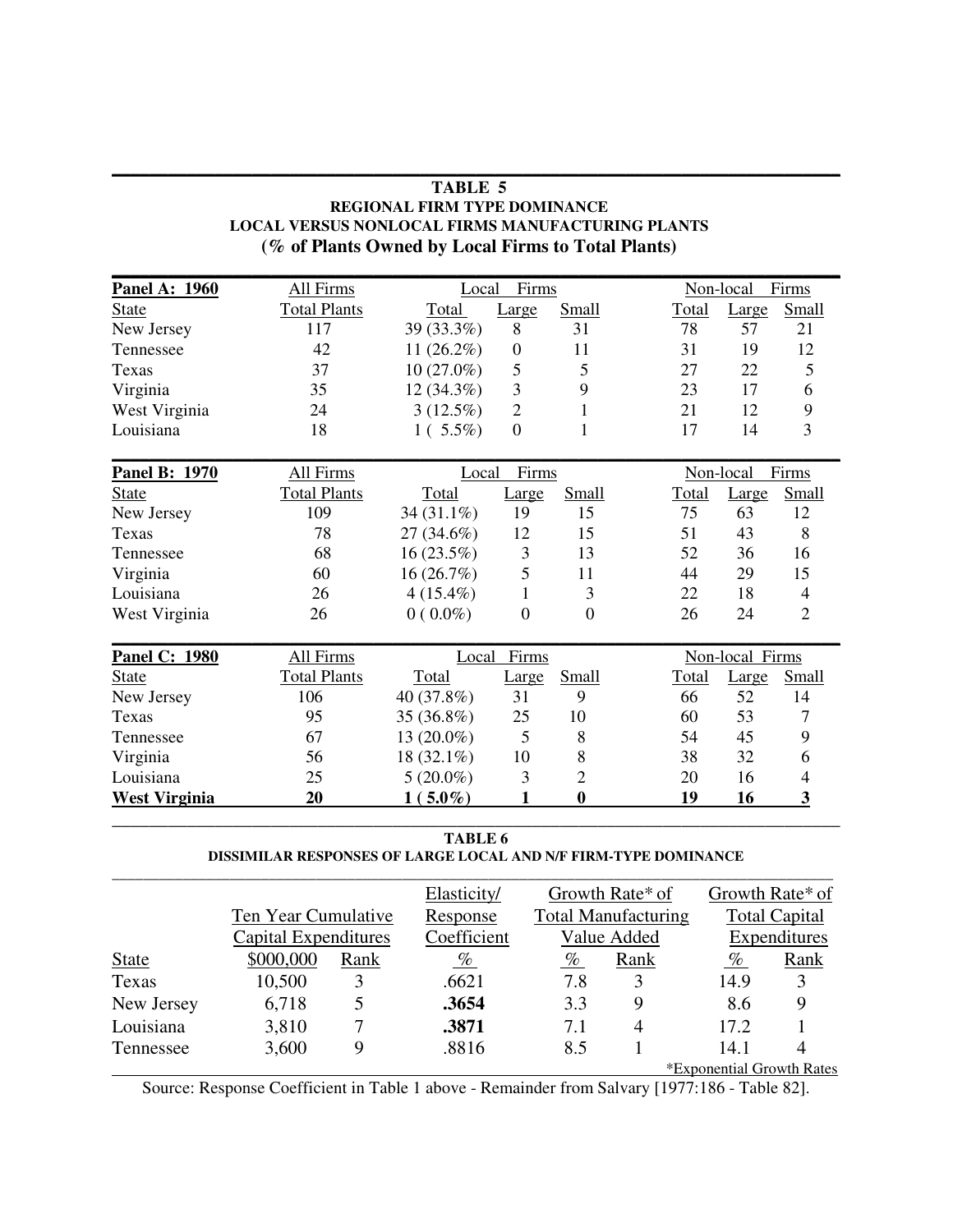**TABLE 5**

**REGIONAL FIRM TYPE DOMINANCE**

**LOCAL VERSUS NONLOCAL FIRMS MANUFACTURING PLANTS**

**(% of Plants Owned by Local Firms to Total Plants)**

| **Panel A: 1960** | All Firms | Local Firms | | | Non-local Firms | | |
|---|---|---|---|---|---|---|---|
| State | Total Plants | Total | Large | Small | Total | Large | Small |
| New Jersey | 117 | 39 (33.3%) | 8 | 31 | 78 | 57 | 21 |
| Tennessee | 42 | 11 (26.2%) | 0 | 11 | 31 | 19 | 12 |
| Texas | 37 | 10 (27.0%) | 5 | 5 | 27 | 22 | 5 |
| Virginia | 35 | 12 (34.3%) | 3 | 9 | 23 | 17 | 6 |
| West Virginia | 24 | 3 (12.5%) | 2 | 1 | 21 | 12 | 9 |
| Louisiana | 18 | 1 ( 5.5%) | 0 | 1 | 17 | 14 | 3 |

| **Panel B: 1970** | All Firms | Local Firms | | | Non-local Firms | | |
|---|---|---|---|---|---|---|---|
| State | Total Plants | Total | Large | Small | Total | Large | Small |
| New Jersey | 109 | 34 (31.1%) | 19 | 15 | 75 | 63 | 12 |
| Texas | 78 | 27 (34.6%) | 12 | 15 | 51 | 43 | 8 |
| Tennessee | 68 | 16 (23.5%) | 3 | 13 | 52 | 36 | 16 |
| Virginia | 60 | 16 (26.7%) | 5 | 11 | 44 | 29 | 15 |
| Louisiana | 26 | 4 (15.4%) | 1 | 3 | 22 | 18 | 4 |
| West Virginia | 26 | 0 ( 0.0%) | 0 | 0 | 26 | 24 | 2 |

| **Panel C: 1980** | All Firms | Local Firms | | | Non-local Firms | | |
|---|---|---|---|---|---|---|---|
| State | Total Plants | Total | Large | Small | Total | Large | Small |
| New Jersey | 106 | 40 (37.8%) | 31 | 9 | 66 | 52 | 14 |
| Texas | 95 | 35 (36.8%) | 25 | 10 | 60 | 53 | 7 |
| Tennessee | 67 | 13 (20.0%) | 5 | 8 | 54 | 45 | 9 |
| Virginia | 56 | 18 (32.1%) | 10 | 8 | 38 | 32 | 6 |
| Louisiana | 25 | 5 (20.0%) | 3 | 2 | 20 | 16 | 4 |
| **West Virginia** | **20** | **1 ( 5.0%)** | **1** | **0** | **19** | **16** | **3** |

**TABLE 6**

**DISSIMILAR RESPONSES OF LARGE LOCAL AND N/F FIRM-TYPE DOMINANCE**

| | Ten Year Cumulative Capital Expenditures | | Elasticity/ Response Coefficient | Growth Rate* of Total Manufacturing Value Added | | Growth Rate* of Total Capital Expenditures | |
|---|---|---|---|---|---|---|---|
| State | $000,000 | Rank | % | % | Rank | % | Rank |
| Texas | 10,500 | 3 | .6621 | 7.8 | 3 | 14.9 | 3 |
| New Jersey | 6,718 | 5 | **.3654** | 3.3 | 9 | 8.6 | 9 |
| Louisiana | 3,810 | 7 | **.3871** | 7.1 | 4 | 17.2 | 1 |
| Tennessee | 3,600 | 9 | .8816 | 8.5 | 1 | 14.1 | 4 |

*Exponential Growth Rates

Source: Response Coefficient in Table 1 above - Remainder from Salvary [1977:186 - Table 82].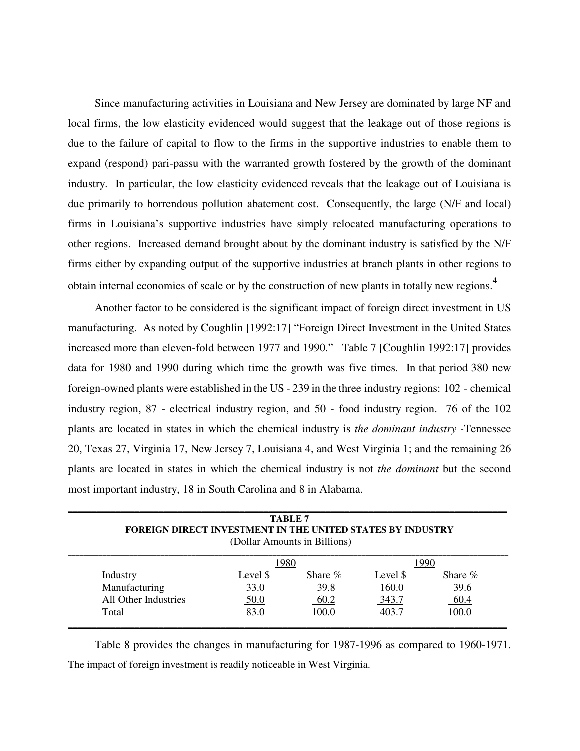Since manufacturing activities in Louisiana and New Jersey are dominated by large NF and local firms, the low elasticity evidenced would suggest that the leakage out of those regions is due to the failure of capital to flow to the firms in the supportive industries to enable them to expand (respond) pari-passu with the warranted growth fostered by the growth of the dominant industry. In particular, the low elasticity evidenced reveals that the leakage out of Louisiana is due primarily to horrendous pollution abatement cost. Consequently, the large (N/F and local) firms in Louisiana's supportive industries have simply relocated manufacturing operations to other regions. Increased demand brought about by the dominant industry is satisfied by the N/F firms either by expanding output of the supportive industries at branch plants in other regions to obtain internal economies of scale or by the construction of new plants in totally new regions.[4]

Another factor to be considered is the significant impact of foreign direct investment in US manufacturing. As noted by Coughlin [1992:17] "Foreign Direct Investment in the United States increased more than eleven-fold between 1977 and 1990." Table 7 [Coughlin 1992:17] provides data for 1980 and 1990 during which time the growth was five times. In that period 380 new foreign-owned plants were established in the US - 239 in the three industry regions: 102 - chemical industry region, 87 - electrical industry region, and 50 - food industry region. 76 of the 102 plants are located in states in which the chemical industry is *the dominant industry* -Tennessee 20, Texas 27, Virginia 17, New Jersey 7, Louisiana 4, and West Virginia 1; and the remaining 26 plants are located in states in which the chemical industry is not *the dominant* but the second most important industry, 18 in South Carolina and 8 in Alabama.

**TABLE 7**
**FOREIGN DIRECT INVESTMENT IN THE UNITED STATES BY INDUSTRY**
(Dollar Amounts in Billions)

| | 1980 | | 1990 | |
|---|---|---|---|---|
| Industry | Level $ | Share % | Level $ | Share % |
| Manufacturing | 33.0 | 39.8 | 160.0 | 39.6 |
| All Other Industries | 50.0 | 60.2 | 343.7 | 60.4 |
| Total | 83.0 | 100.0 | 403.7 | 100.0 |

Table 8 provides the changes in manufacturing for 1987-1996 as compared to 1960-1971. The impact of foreign investment is readily noticeable in West Virginia.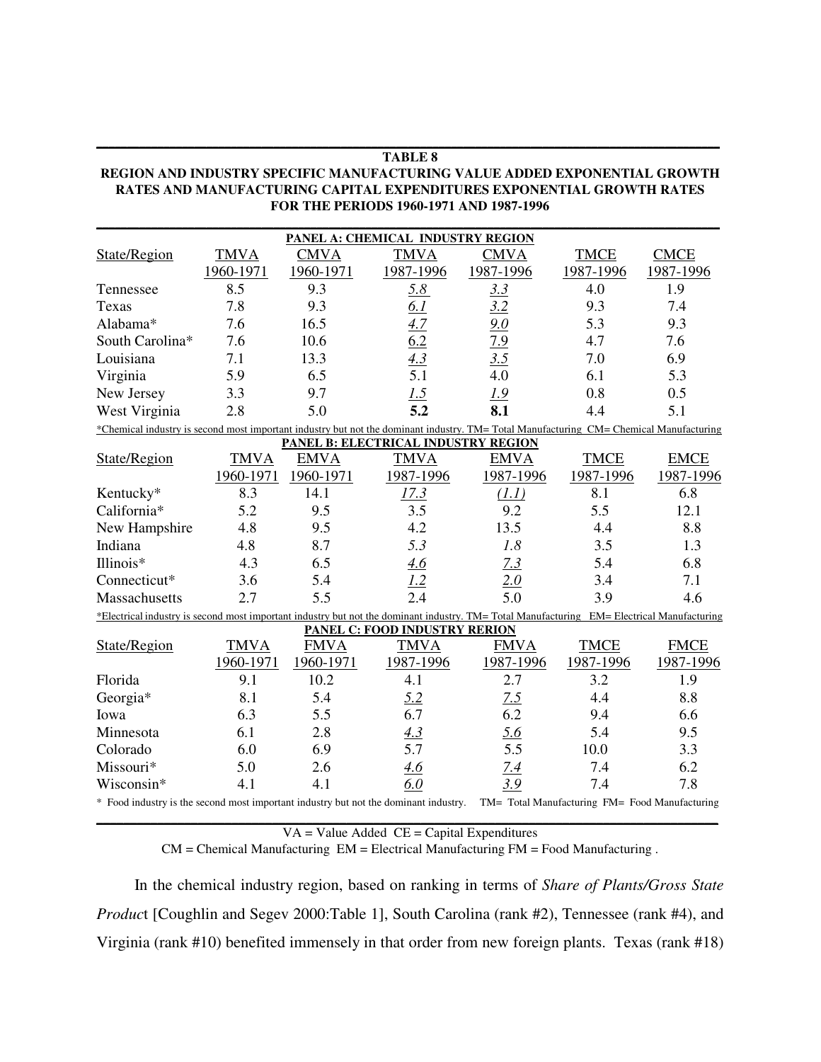**TABLE 8**

**REGION AND INDUSTRY SPECIFIC MANUFACTURING VALUE ADDED EXPONENTIAL GROWTH RATES AND MANUFACTURING CAPITAL EXPENDITURES EXPONENTIAL GROWTH RATES FOR THE PERIODS 1960-1971 AND 1987-1996**

**PANEL A: CHEMICAL INDUSTRY REGION**

| State/Region | TMVA 1960-1971 | CMVA 1960-1971 | TMVA 1987-1996 | CMVA 1987-1996 | TMCE 1987-1996 | CMCE 1987-1996 |
|---|---|---|---|---|---|---|
| Tennessee | 8.5 | 9.3 | *5.8* | *3.3* | 4.0 | 1.9 |
| Texas | 7.8 | 9.3 | *6.1* | *3.2* | 9.3 | 7.4 |
| Alabama* | 7.6 | 16.5 | *4.7* | *9.0* | 5.3 | 9.3 |
| South Carolina* | 7.6 | 10.6 | *6.2* | *7.9* | 4.7 | 7.6 |
| Louisiana | 7.1 | 13.3 | *4.3* | *3.5* | 7.0 | 6.9 |
| Virginia | 5.9 | 6.5 | 5.1 | 4.0 | 6.1 | 5.3 |
| New Jersey | 3.3 | 9.7 | *1.5* | *1.9* | 0.8 | 0.5 |
| West Virginia | 2.8 | 5.0 | **5.2** | **8.1** | 4.4 | 5.1 |

*Chemical industry is second most important industry but not the dominant industry. TM= Total Manufacturing CM= Chemical Manufacturing

**PANEL B: ELECTRICAL INDUSTRY REGION**

| State/Region | TMVA 1960-1971 | EMVA 1960-1971 | TMVA 1987-1996 | EMVA 1987-1996 | TMCE 1987-1996 | EMCE 1987-1996 |
|---|---|---|---|---|---|---|
| Kentucky* | 8.3 | 14.1 | *17.3* | *(1.1)* | 8.1 | 6.8 |
| California* | 5.2 | 9.5 | 3.5 | 9.2 | 5.5 | 12.1 |
| New Hampshire | 4.8 | 9.5 | 4.2 | 13.5 | 4.4 | 8.8 |
| Indiana | 4.8 | 8.7 | *5.3* | *1.8* | 3.5 | 1.3 |
| Illinois* | 4.3 | 6.5 | *4.6* | *7.3* | 5.4 | 6.8 |
| Connecticut* | 3.6 | 5.4 | *1.2* | *2.0* | 3.4 | 7.1 |
| Massachusetts | 2.7 | 5.5 | 2.4 | 5.0 | 3.9 | 4.6 |

*Electrical industry is second most important industry but not the dominant industry. TM= Total Manufacturing EM= Electrical Manufacturing

**PANEL C: FOOD INDUSTRY RERION**

| State/Region | TMVA 1960-1971 | FMVA 1960-1971 | TMVA 1987-1996 | FMVA 1987-1996 | TMCE 1987-1996 | FMCE 1987-1996 |
|---|---|---|---|---|---|---|
| Florida | 9.1 | 10.2 | 4.1 | 2.7 | 3.2 | 1.9 |
| Georgia* | 8.1 | 5.4 | *5.2* | *7.5* | 4.4 | 8.8 |
| Iowa | 6.3 | 5.5 | 6.7 | 6.2 | 9.4 | 6.6 |
| Minnesota | 6.1 | 2.8 | *4.3* | *5.6* | 5.4 | 9.5 |
| Colorado | 6.0 | 6.9 | 5.7 | 5.5 | 10.0 | 3.3 |
| Missouri* | 5.0 | 2.6 | *4.6* | *7.4* | 7.4 | 6.2 |
| Wisconsin* | 4.1 | 4.1 | *6.0* | *3.9* | 7.4 | 7.8 |

\* Food industry is the second most important industry but not the dominant industry. TM= Total Manufacturing FM= Food Manufacturing

VA = Value Added CE = Capital Expenditures

CM = Chemical Manufacturing EM = Electrical Manufacturing FM = Food Manufacturing .

In the chemical industry region, based on ranking in terms of *Share of Plants/Gross State Product* [Coughlin and Segev 2000:Table 1], South Carolina (rank #2), Tennessee (rank #4), and Virginia (rank #10) benefited immensely in that order from new foreign plants. Texas (rank #18)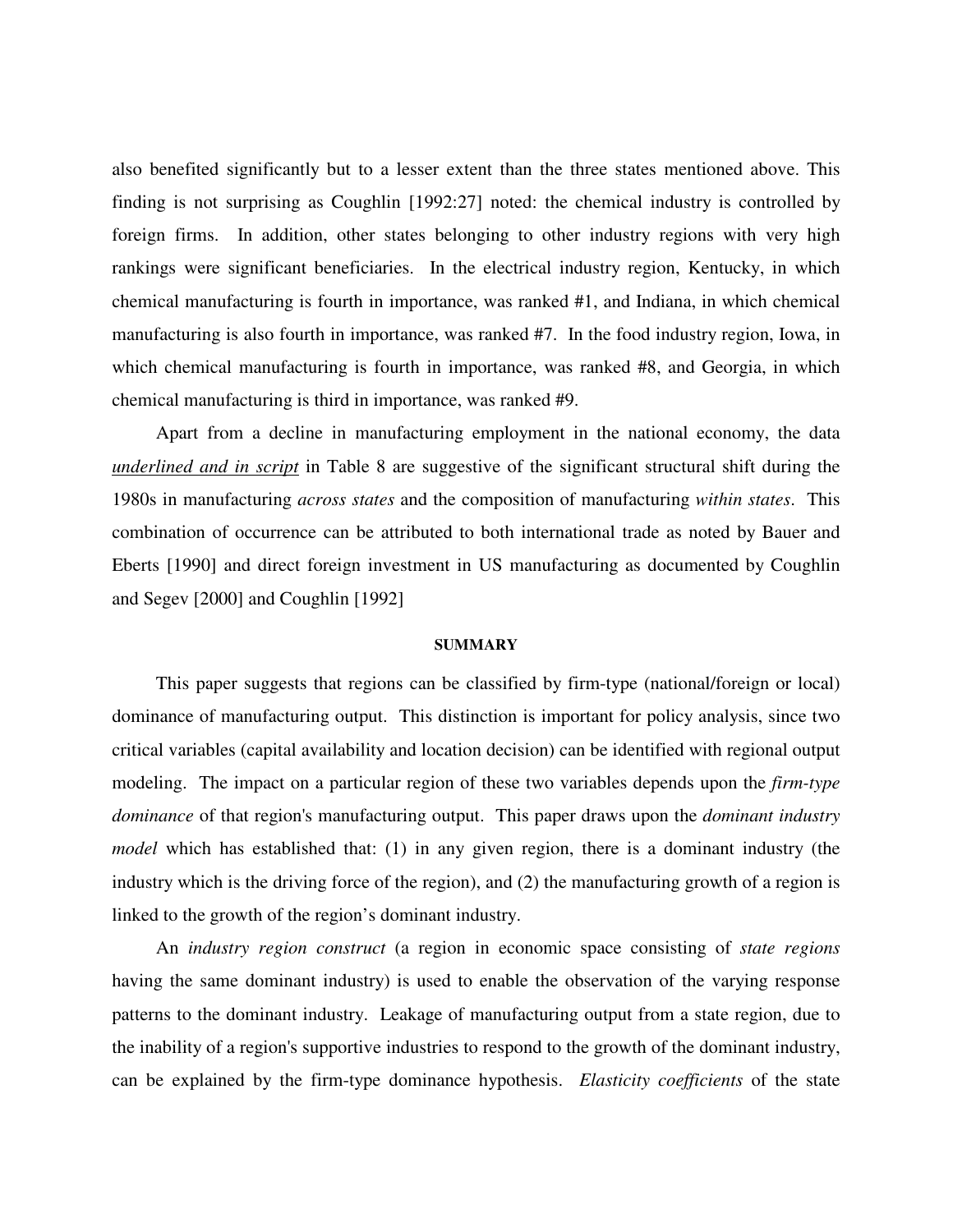also benefited significantly but to a lesser extent than the three states mentioned above. This finding is not surprising as Coughlin [1992:27] noted: the chemical industry is controlled by foreign firms. In addition, other states belonging to other industry regions with very high rankings were significant beneficiaries. In the electrical industry region, Kentucky, in which chemical manufacturing is fourth in importance, was ranked #1, and Indiana, in which chemical manufacturing is also fourth in importance, was ranked #7. In the food industry region, Iowa, in which chemical manufacturing is fourth in importance, was ranked #8, and Georgia, in which chemical manufacturing is third in importance, was ranked #9.

Apart from a decline in manufacturing employment in the national economy, the data <u>*underlined and in script*</u> in Table 8 are suggestive of the significant structural shift during the 1980s in manufacturing *across states* and the composition of manufacturing *within states*. This combination of occurrence can be attributed to both international trade as noted by Bauer and Eberts [1990] and direct foreign investment in US manufacturing as documented by Coughlin and Segev [2000] and Coughlin [1992]

## SUMMARY

This paper suggests that regions can be classified by firm-type (national/foreign or local) dominance of manufacturing output. This distinction is important for policy analysis, since two critical variables (capital availability and location decision) can be identified with regional output modeling. The impact on a particular region of these two variables depends upon the *firm-type dominance* of that region's manufacturing output. This paper draws upon the *dominant industry model* which has established that: (1) in any given region, there is a dominant industry (the industry which is the driving force of the region), and (2) the manufacturing growth of a region is linked to the growth of the region's dominant industry.

An *industry region construct* (a region in economic space consisting of *state regions* having the same dominant industry) is used to enable the observation of the varying response patterns to the dominant industry. Leakage of manufacturing output from a state region, due to the inability of a region's supportive industries to respond to the growth of the dominant industry, can be explained by the firm-type dominance hypothesis. *Elasticity coefficients* of the state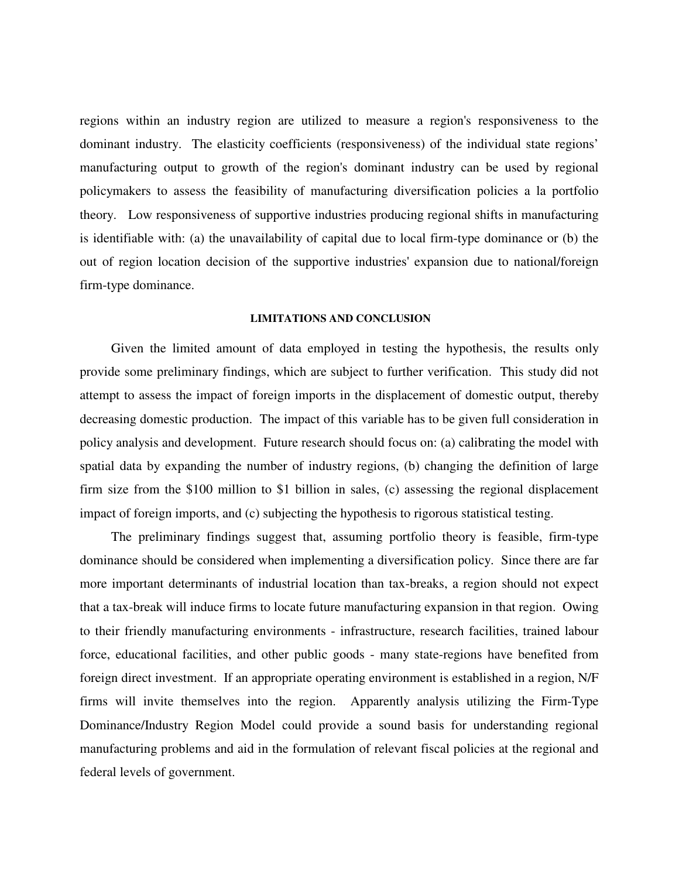regions within an industry region are utilized to measure a region's responsiveness to the dominant industry. The elasticity coefficients (responsiveness) of the individual state regions' manufacturing output to growth of the region's dominant industry can be used by regional policymakers to assess the feasibility of manufacturing diversification policies a la portfolio theory. Low responsiveness of supportive industries producing regional shifts in manufacturing is identifiable with: (a) the unavailability of capital due to local firm-type dominance or (b) the out of region location decision of the supportive industries' expansion due to national/foreign firm-type dominance.

## LIMITATIONS AND CONCLUSION

Given the limited amount of data employed in testing the hypothesis, the results only provide some preliminary findings, which are subject to further verification. This study did not attempt to assess the impact of foreign imports in the displacement of domestic output, thereby decreasing domestic production. The impact of this variable has to be given full consideration in policy analysis and development. Future research should focus on: (a) calibrating the model with spatial data by expanding the number of industry regions, (b) changing the definition of large firm size from the $100 million to $1 billion in sales, (c) assessing the regional displacement impact of foreign imports, and (c) subjecting the hypothesis to rigorous statistical testing.

The preliminary findings suggest that, assuming portfolio theory is feasible, firm-type dominance should be considered when implementing a diversification policy. Since there are far more important determinants of industrial location than tax-breaks, a region should not expect that a tax-break will induce firms to locate future manufacturing expansion in that region. Owing to their friendly manufacturing environments - infrastructure, research facilities, trained labour force, educational facilities, and other public goods - many state-regions have benefited from foreign direct investment. If an appropriate operating environment is established in a region, N/F firms will invite themselves into the region. Apparently analysis utilizing the Firm-Type Dominance/Industry Region Model could provide a sound basis for understanding regional manufacturing problems and aid in the formulation of relevant fiscal policies at the regional and federal levels of government.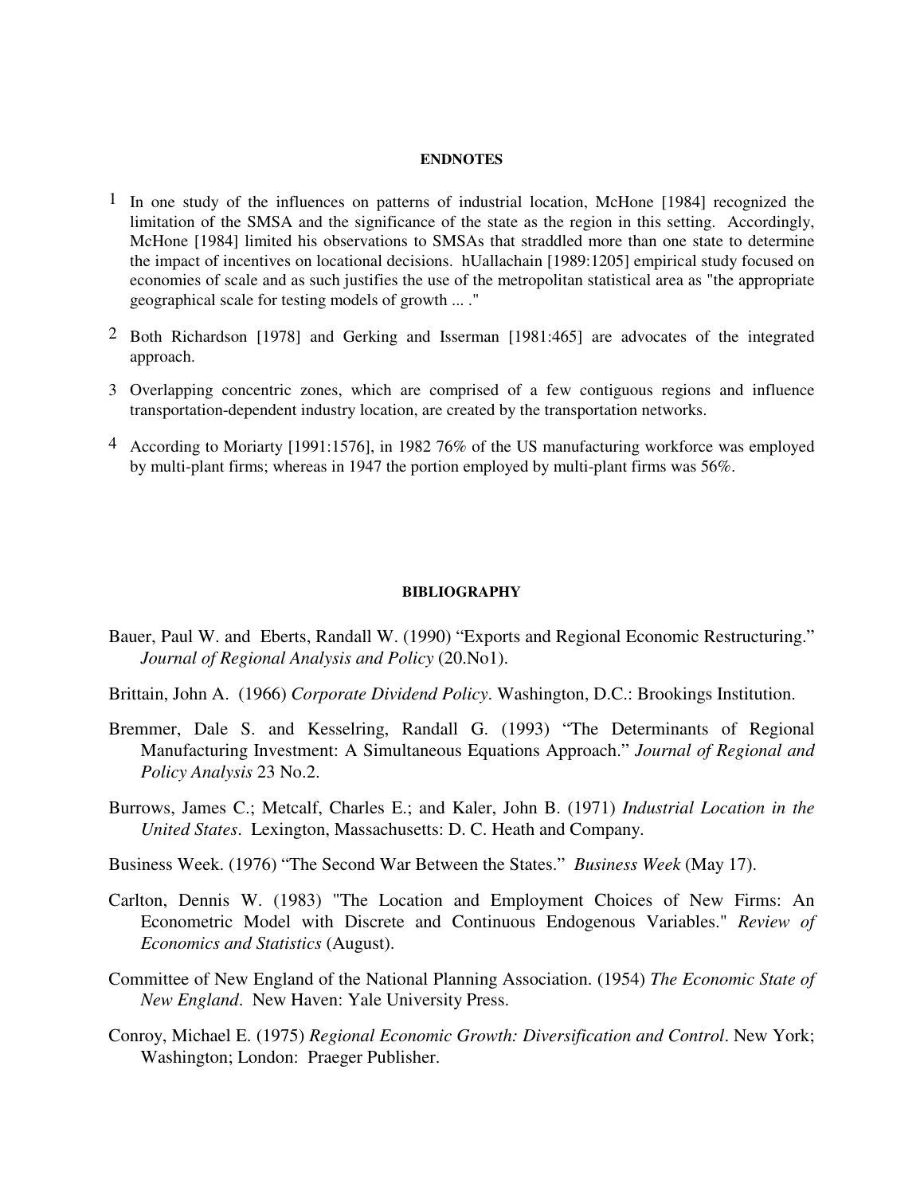#### ENDNOTES

1. In one study of the influences on patterns of industrial location, McHone [1984] recognized the limitation of the SMSA and the significance of the state as the region in this setting. Accordingly, McHone [1984] limited his observations to SMSAs that straddled more than one state to determine the impact of incentives on locational decisions. hUallachain [1989:1205] empirical study focused on economies of scale and as such justifies the use of the metropolitan statistical area as "the appropriate geographical scale for testing models of growth ... ."

2. Both Richardson [1978] and Gerking and Isserman [1981:465] are advocates of the integrated approach.

3. Overlapping concentric zones, which are comprised of a few contiguous regions and influence transportation-dependent industry location, are created by the transportation networks.

4. According to Moriarty [1991:1576], in 1982 76% of the US manufacturing workforce was employed by multi-plant firms; whereas in 1947 the portion employed by multi-plant firms was 56%.

#### BIBLIOGRAPHY

Bauer, Paul W. and Eberts, Randall W. (1990) "Exports and Regional Economic Restructuring." *Journal of Regional Analysis and Policy* (20.No1).

Brittain, John A. (1966) *Corporate Dividend Policy*. Washington, D.C.: Brookings Institution.

Bremmer, Dale S. and Kesselring, Randall G. (1993) "The Determinants of Regional Manufacturing Investment: A Simultaneous Equations Approach." *Journal of Regional and Policy Analysis* 23 No.2.

Burrows, James C.; Metcalf, Charles E.; and Kaler, John B. (1971) *Industrial Location in the United States*. Lexington, Massachusetts: D. C. Heath and Company.

Business Week. (1976) "The Second War Between the States." *Business Week* (May 17).

Carlton, Dennis W. (1983) "The Location and Employment Choices of New Firms: An Econometric Model with Discrete and Continuous Endogenous Variables." *Review of Economics and Statistics* (August).

Committee of New England of the National Planning Association. (1954) *The Economic State of New England*. New Haven: Yale University Press.

Conroy, Michael E. (1975) *Regional Economic Growth: Diversification and Control*. New York; Washington; London: Praeger Publisher.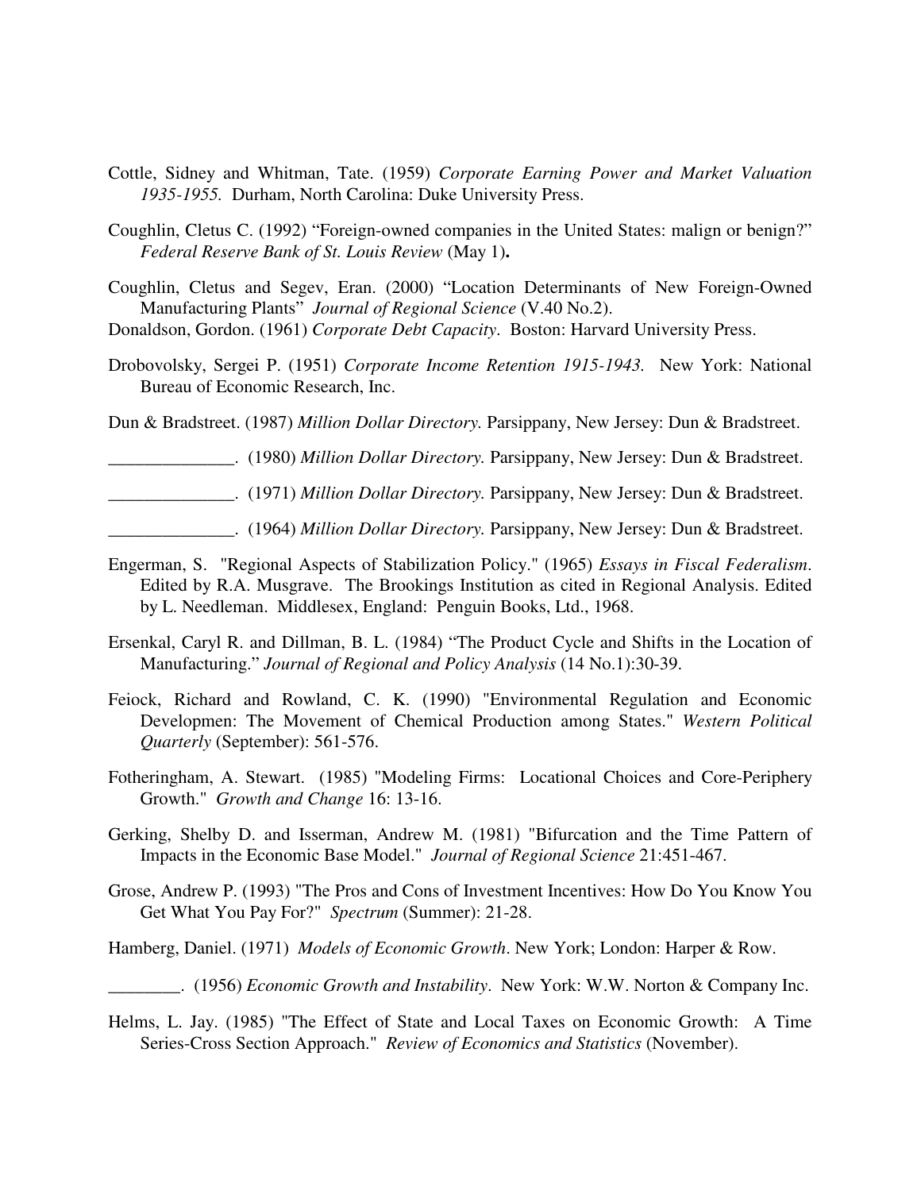Cottle, Sidney and Whitman, Tate. (1959) *Corporate Earning Power and Market Valuation 1935-1955.* Durham, North Carolina: Duke University Press.

Coughlin, Cletus C. (1992) "Foreign-owned companies in the United States: malign or benign?" *Federal Reserve Bank of St. Louis Review* (May 1)**.**

Coughlin, Cletus and Segev, Eran. (2000) "Location Determinants of New Foreign-Owned Manufacturing Plants" *Journal of Regional Science* (V.40 No.2).

Donaldson, Gordon. (1961) *Corporate Debt Capacity*. Boston: Harvard University Press.

Drobovolsky, Sergei P. (1951) *Corporate Income Retention 1915-1943.* New York: National Bureau of Economic Research, Inc.

Dun & Bradstreet. (1987) *Million Dollar Directory.* Parsippany, New Jersey: Dun & Bradstreet.

______________. (1980) *Million Dollar Directory.* Parsippany, New Jersey: Dun & Bradstreet.

______________. (1971) *Million Dollar Directory.* Parsippany, New Jersey: Dun & Bradstreet.

______________. (1964) *Million Dollar Directory.* Parsippany, New Jersey: Dun & Bradstreet.

Engerman, S. "Regional Aspects of Stabilization Policy." (1965) *Essays in Fiscal Federalism*. Edited by R.A. Musgrave. The Brookings Institution as cited in Regional Analysis. Edited by L. Needleman. Middlesex, England: Penguin Books, Ltd., 1968.

Ersenkal, Caryl R. and Dillman, B. L. (1984) "The Product Cycle and Shifts in the Location of Manufacturing." *Journal of Regional and Policy Analysis* (14 No.1):30-39.

Feiock, Richard and Rowland, C. K. (1990) "Environmental Regulation and Economic Developmen: The Movement of Chemical Production among States." *Western Political Quarterly* (September): 561-576.

Fotheringham, A. Stewart. (1985) "Modeling Firms: Locational Choices and Core-Periphery Growth." *Growth and Change* 16: 13-16.

Gerking, Shelby D. and Isserman, Andrew M. (1981) "Bifurcation and the Time Pattern of Impacts in the Economic Base Model." *Journal of Regional Science* 21:451-467.

Grose, Andrew P. (1993) "The Pros and Cons of Investment Incentives: How Do You Know You Get What You Pay For?" *Spectrum* (Summer): 21-28.

Hamberg, Daniel. (1971) *Models of Economic Growth*. New York; London: Harper & Row.

________. (1956) *Economic Growth and Instability*. New York: W.W. Norton & Company Inc.

Helms, L. Jay. (1985) "The Effect of State and Local Taxes on Economic Growth: A Time Series-Cross Section Approach." *Review of Economics and Statistics* (November).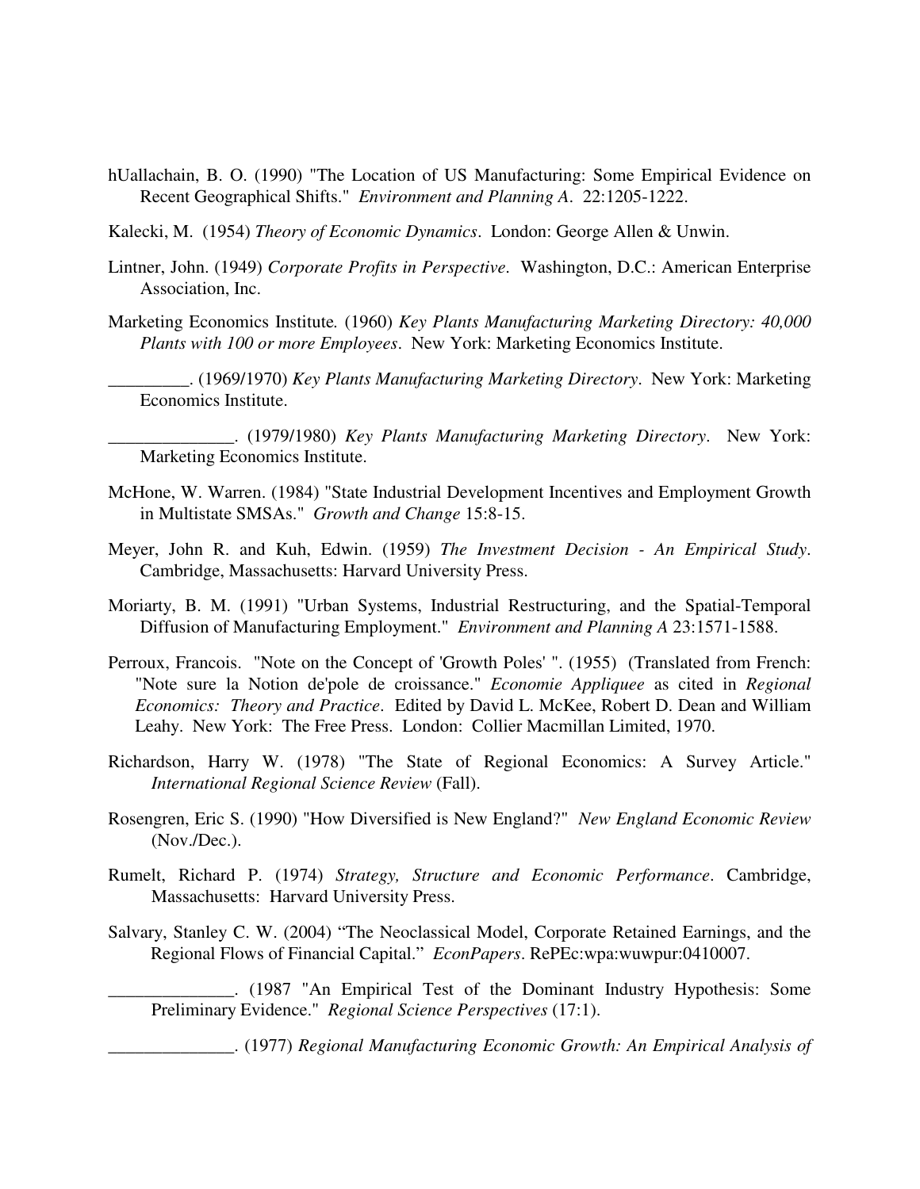hUallachain, B. O. (1990) "The Location of US Manufacturing: Some Empirical Evidence on Recent Geographical Shifts." *Environment and Planning A*. 22:1205-1222.

Kalecki, M. (1954) *Theory of Economic Dynamics*. London: George Allen & Unwin.

Lintner, John. (1949) *Corporate Profits in Perspective*. Washington, D.C.: American Enterprise Association, Inc.

Marketing Economics Institute. (1960) *Key Plants Manufacturing Marketing Directory: 40,000 Plants with 100 or more Employees*. New York: Marketing Economics Institute.

_________. (1969/1970) *Key Plants Manufacturing Marketing Directory*. New York: Marketing Economics Institute.

______________. (1979/1980) *Key Plants Manufacturing Marketing Directory*. New York: Marketing Economics Institute.

McHone, W. Warren. (1984) "State Industrial Development Incentives and Employment Growth in Multistate SMSAs." *Growth and Change* 15:8-15.

Meyer, John R. and Kuh, Edwin. (1959) *The Investment Decision - An Empirical Study*. Cambridge, Massachusetts: Harvard University Press.

Moriarty, B. M. (1991) "Urban Systems, Industrial Restructuring, and the Spatial-Temporal Diffusion of Manufacturing Employment." *Environment and Planning A* 23:1571-1588.

Perroux, Francois. "Note on the Concept of 'Growth Poles' ". (1955) (Translated from French: "Note sure la Notion de'pole de croissance." *Economie Appliquee* as cited in *Regional Economics: Theory and Practice*. Edited by David L. McKee, Robert D. Dean and William Leahy. New York: The Free Press. London: Collier Macmillan Limited, 1970.

Richardson, Harry W. (1978) "The State of Regional Economics: A Survey Article." *International Regional Science Review* (Fall).

Rosengren, Eric S. (1990) "How Diversified is New England?" *New England Economic Review* (Nov./Dec.).

Rumelt, Richard P. (1974) *Strategy, Structure and Economic Performance*. Cambridge, Massachusetts: Harvard University Press.

Salvary, Stanley C. W. (2004) "The Neoclassical Model, Corporate Retained Earnings, and the Regional Flows of Financial Capital." *EconPapers*. RePEc:wpa:wuwpur:0410007.

______________. (1987 "An Empirical Test of the Dominant Industry Hypothesis: Some Preliminary Evidence." *Regional Science Perspectives* (17:1).

______________. (1977) *Regional Manufacturing Economic Growth: An Empirical Analysis of*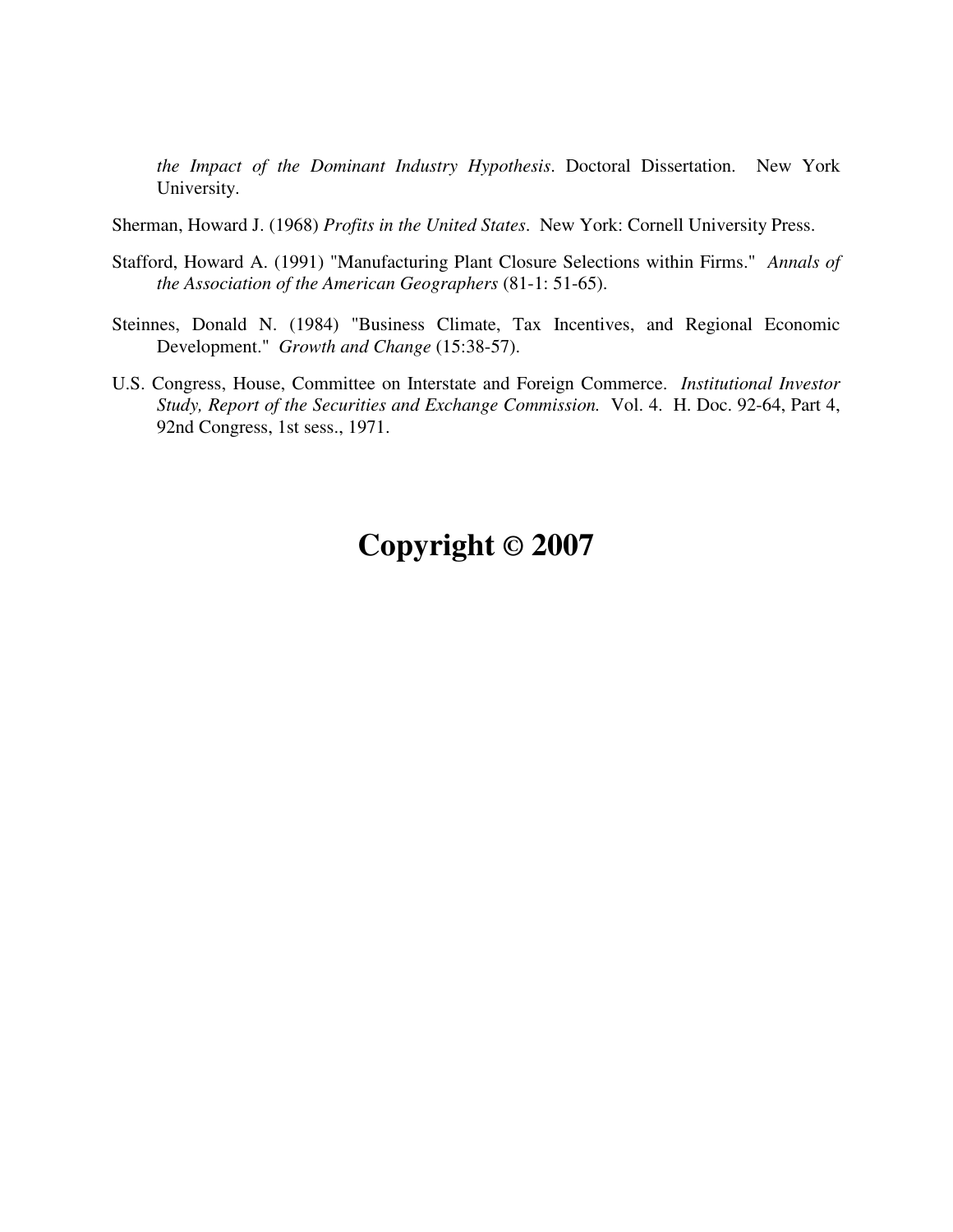*the Impact of the Dominant Industry Hypothesis*. Doctoral Dissertation. New York University.

Sherman, Howard J. (1968) *Profits in the United States*. New York: Cornell University Press.

Stafford, Howard A. (1991) "Manufacturing Plant Closure Selections within Firms." *Annals of the Association of the American Geographers* (81-1: 51-65).

Steinnes, Donald N. (1984) "Business Climate, Tax Incentives, and Regional Economic Development." *Growth and Change* (15:38-57).

U.S. Congress, House, Committee on Interstate and Foreign Commerce. *Institutional Investor Study, Report of the Securities and Exchange Commission.* Vol. 4. H. Doc. 92-64, Part 4, 92nd Congress, 1st sess., 1971.

# Copyright © 2007